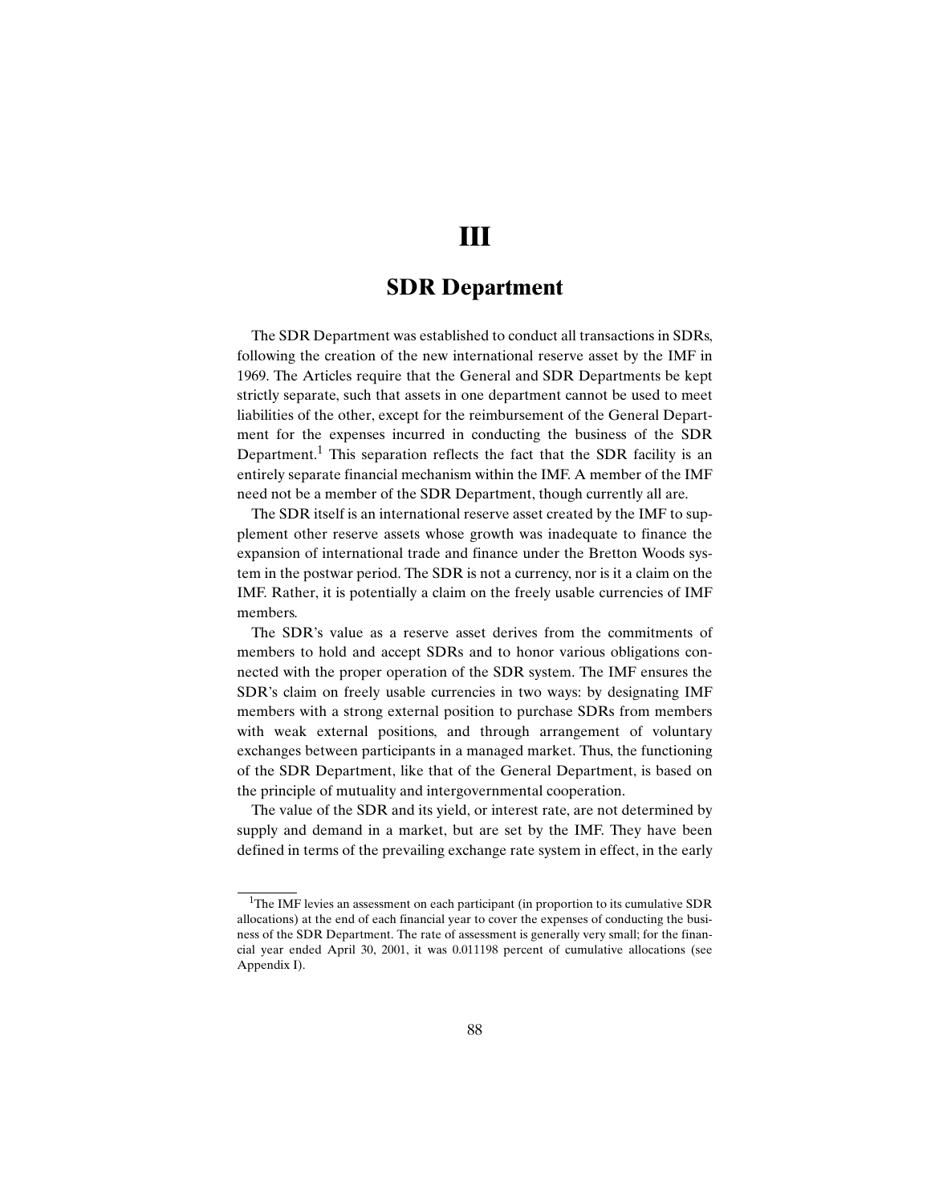# III

## SDR Department

The SDR Department was established to conduct all transactions in SDRs, following the creation of the new international reserve asset by the IMF in 1969. The Articles require that the General and SDR Departments be kept strictly separate, such that assets in one department cannot be used to meet liabilities of the other, except for the reimbursement of the General Department for the expenses incurred in conducting the business of the SDR Department.[1] This separation reflects the fact that the SDR facility is an entirely separate financial mechanism within the IMF. A member of the IMF need not be a member of the SDR Department, though currently all are.

The SDR itself is an international reserve asset created by the IMF to supplement other reserve assets whose growth was inadequate to finance the expansion of international trade and finance under the Bretton Woods system in the postwar period. The SDR is not a currency, nor is it a claim on the IMF. Rather, it is potentially a claim on the freely usable currencies of IMF members.

The SDR's value as a reserve asset derives from the commitments of members to hold and accept SDRs and to honor various obligations connected with the proper operation of the SDR system. The IMF ensures the SDR's claim on freely usable currencies in two ways: by designating IMF members with a strong external position to purchase SDRs from members with weak external positions, and through arrangement of voluntary exchanges between participants in a managed market. Thus, the functioning of the SDR Department, like that of the General Department, is based on the principle of mutuality and intergovernmental cooperation.

The value of the SDR and its yield, or interest rate, are not determined by supply and demand in a market, but are set by the IMF. They have been defined in terms of the prevailing exchange rate system in effect, in the early

[1] The IMF levies an assessment on each participant (in proportion to its cumulative SDR allocations) at the end of each financial year to cover the expenses of conducting the business of the SDR Department. The rate of assessment is generally very small; for the financial year ended April 30, 2001, it was 0.011198 percent of cumulative allocations (see Appendix I).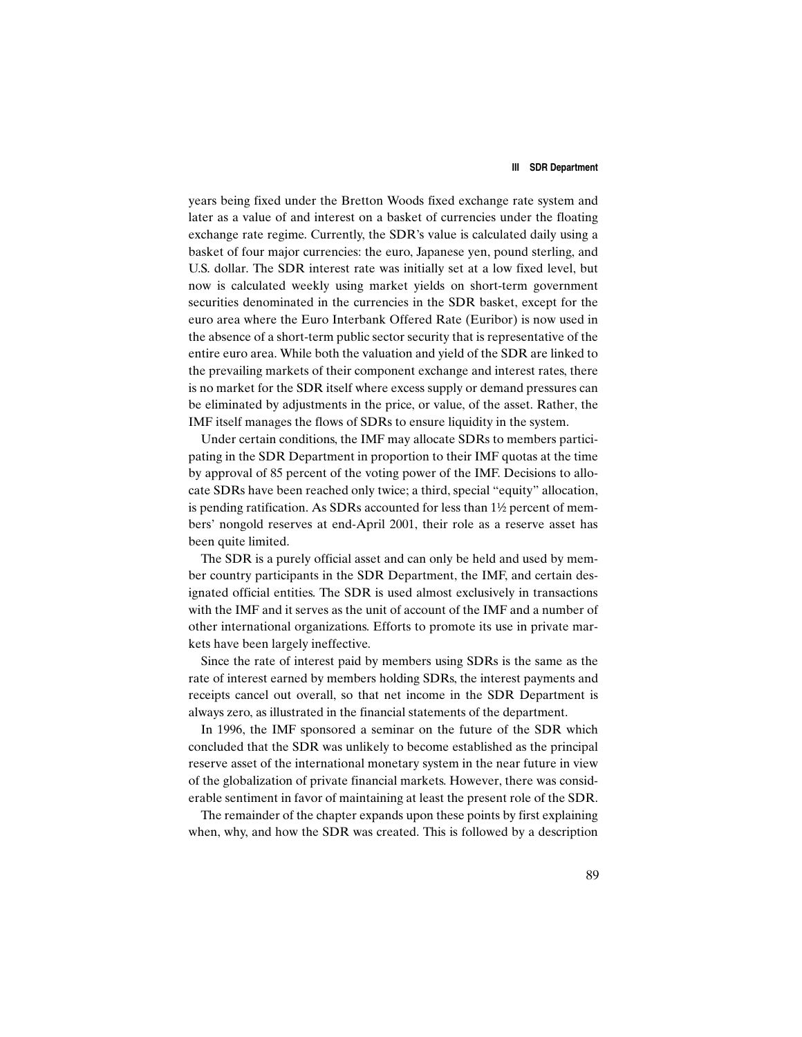years being fixed under the Bretton Woods fixed exchange rate system and later as a value of and interest on a basket of currencies under the floating exchange rate regime. Currently, the SDR's value is calculated daily using a basket of four major currencies: the euro, Japanese yen, pound sterling, and U.S. dollar. The SDR interest rate was initially set at a low fixed level, but now is calculated weekly using market yields on short-term government securities denominated in the currencies in the SDR basket, except for the euro area where the Euro Interbank Offered Rate (Euribor) is now used in the absence of a short-term public sector security that is representative of the entire euro area. While both the valuation and yield of the SDR are linked to the prevailing markets of their component exchange and interest rates, there is no market for the SDR itself where excess supply or demand pressures can be eliminated by adjustments in the price, or value, of the asset. Rather, the IMF itself manages the flows of SDRs to ensure liquidity in the system.

Under certain conditions, the IMF may allocate SDRs to members participating in the SDR Department in proportion to their IMF quotas at the time by approval of 85 percent of the voting power of the IMF. Decisions to allocate SDRs have been reached only twice; a third, special "equity" allocation, is pending ratification. As SDRs accounted for less than 1½ percent of members' nongold reserves at end-April 2001, their role as a reserve asset has been quite limited.

The SDR is a purely official asset and can only be held and used by member country participants in the SDR Department, the IMF, and certain designated official entities. The SDR is used almost exclusively in transactions with the IMF and it serves as the unit of account of the IMF and a number of other international organizations. Efforts to promote its use in private markets have been largely ineffective.

Since the rate of interest paid by members using SDRs is the same as the rate of interest earned by members holding SDRs, the interest payments and receipts cancel out overall, so that net income in the SDR Department is always zero, as illustrated in the financial statements of the department.

In 1996, the IMF sponsored a seminar on the future of the SDR which concluded that the SDR was unlikely to become established as the principal reserve asset of the international monetary system in the near future in view of the globalization of private financial markets. However, there was considerable sentiment in favor of maintaining at least the present role of the SDR.

The remainder of the chapter expands upon these points by first explaining when, why, and how the SDR was created. This is followed by a description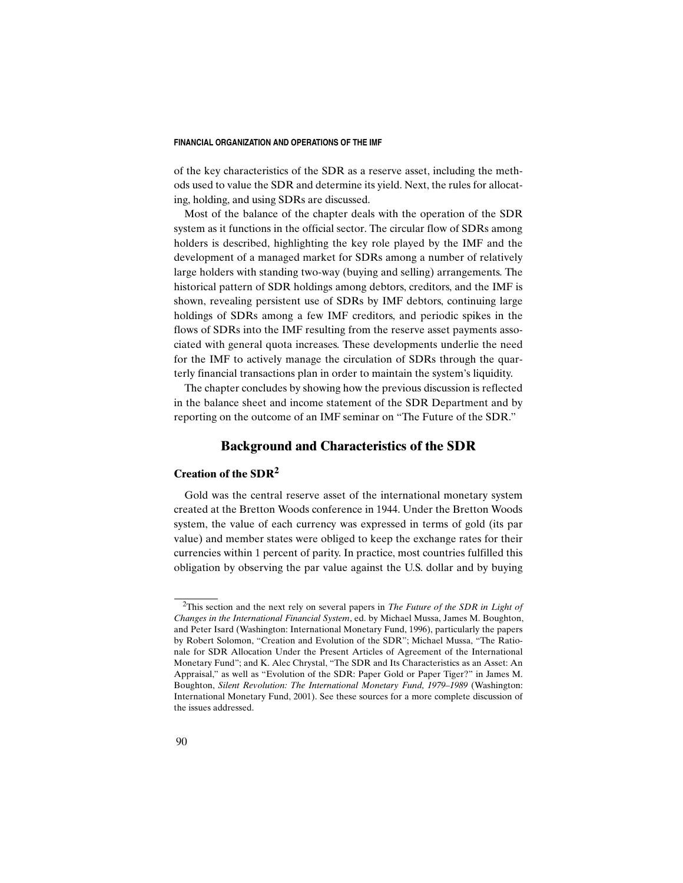of the key characteristics of the SDR as a reserve asset, including the methods used to value the SDR and determine its yield. Next, the rules for allocating, holding, and using SDRs are discussed.

Most of the balance of the chapter deals with the operation of the SDR system as it functions in the official sector. The circular flow of SDRs among holders is described, highlighting the key role played by the IMF and the development of a managed market for SDRs among a number of relatively large holders with standing two-way (buying and selling) arrangements. The historical pattern of SDR holdings among debtors, creditors, and the IMF is shown, revealing persistent use of SDRs by IMF debtors, continuing large holdings of SDRs among a few IMF creditors, and periodic spikes in the flows of SDRs into the IMF resulting from the reserve asset payments associated with general quota increases. These developments underlie the need for the IMF to actively manage the circulation of SDRs through the quarterly financial transactions plan in order to maintain the system's liquidity.

The chapter concludes by showing how the previous discussion is reflected in the balance sheet and income statement of the SDR Department and by reporting on the outcome of an IMF seminar on "The Future of the SDR."

## Background and Characteristics of the SDR

### Creation of the SDR[2]

Gold was the central reserve asset of the international monetary system created at the Bretton Woods conference in 1944. Under the Bretton Woods system, the value of each currency was expressed in terms of gold (its par value) and member states were obliged to keep the exchange rates for their currencies within 1 percent of parity. In practice, most countries fulfilled this obligation by observing the par value against the U.S. dollar and by buying

[2]This section and the next rely on several papers in *The Future of the SDR in Light of Changes in the International Financial System*, ed. by Michael Mussa, James M. Boughton, and Peter Isard (Washington: International Monetary Fund, 1996), particularly the papers by Robert Solomon, "Creation and Evolution of the SDR"; Michael Mussa, "The Rationale for SDR Allocation Under the Present Articles of Agreement of the International Monetary Fund"; and K. Alec Chrystal, "The SDR and Its Characteristics as an Asset: An Appraisal," as well as "Evolution of the SDR: Paper Gold or Paper Tiger?" in James M. Boughton, *Silent Revolution: The International Monetary Fund, 1979–1989* (Washington: International Monetary Fund, 2001). See these sources for a more complete discussion of the issues addressed.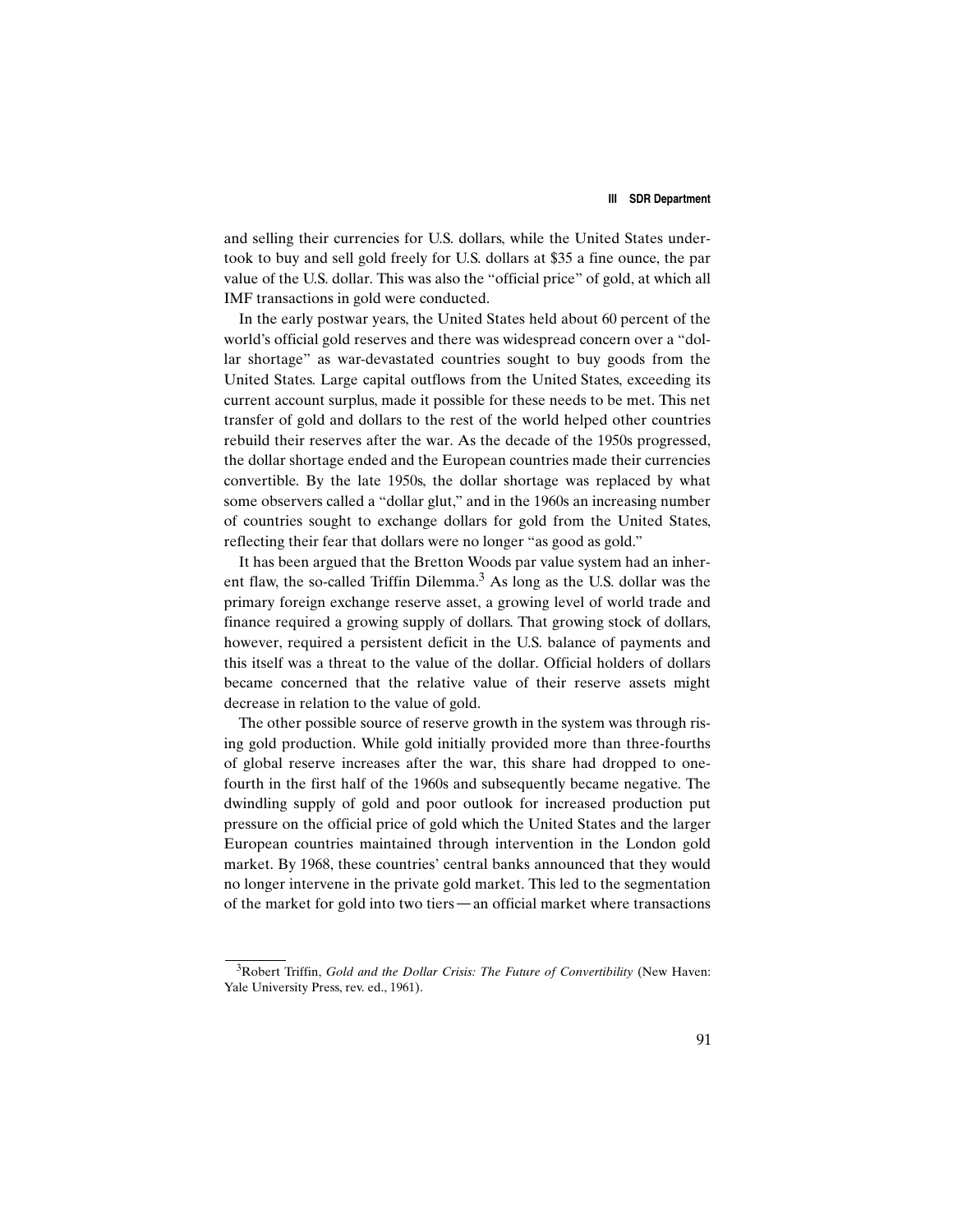and selling their currencies for U.S. dollars, while the United States undertook to buy and sell gold freely for U.S. dollars at $35 a fine ounce, the par value of the U.S. dollar. This was also the "official price" of gold, at which all IMF transactions in gold were conducted.

In the early postwar years, the United States held about 60 percent of the world's official gold reserves and there was widespread concern over a "dollar shortage" as war-devastated countries sought to buy goods from the United States. Large capital outflows from the United States, exceeding its current account surplus, made it possible for these needs to be met. This net transfer of gold and dollars to the rest of the world helped other countries rebuild their reserves after the war. As the decade of the 1950s progressed, the dollar shortage ended and the European countries made their currencies convertible. By the late 1950s, the dollar shortage was replaced by what some observers called a "dollar glut," and in the 1960s an increasing number of countries sought to exchange dollars for gold from the United States, reflecting their fear that dollars were no longer "as good as gold."

It has been argued that the Bretton Woods par value system had an inherent flaw, the so-called Triffin Dilemma.[3] As long as the U.S. dollar was the primary foreign exchange reserve asset, a growing level of world trade and finance required a growing supply of dollars. That growing stock of dollars, however, required a persistent deficit in the U.S. balance of payments and this itself was a threat to the value of the dollar. Official holders of dollars became concerned that the relative value of their reserve assets might decrease in relation to the value of gold.

The other possible source of reserve growth in the system was through rising gold production. While gold initially provided more than three-fourths of global reserve increases after the war, this share had dropped to one-fourth in the first half of the 1960s and subsequently became negative. The dwindling supply of gold and poor outlook for increased production put pressure on the official price of gold which the United States and the larger European countries maintained through intervention in the London gold market. By 1968, these countries' central banks announced that they would no longer intervene in the private gold market. This led to the segmentation of the market for gold into two tiers—an official market where transactions

[3] Robert Triffin, *Gold and the Dollar Crisis: The Future of Convertibility* (New Haven: Yale University Press, rev. ed., 1961).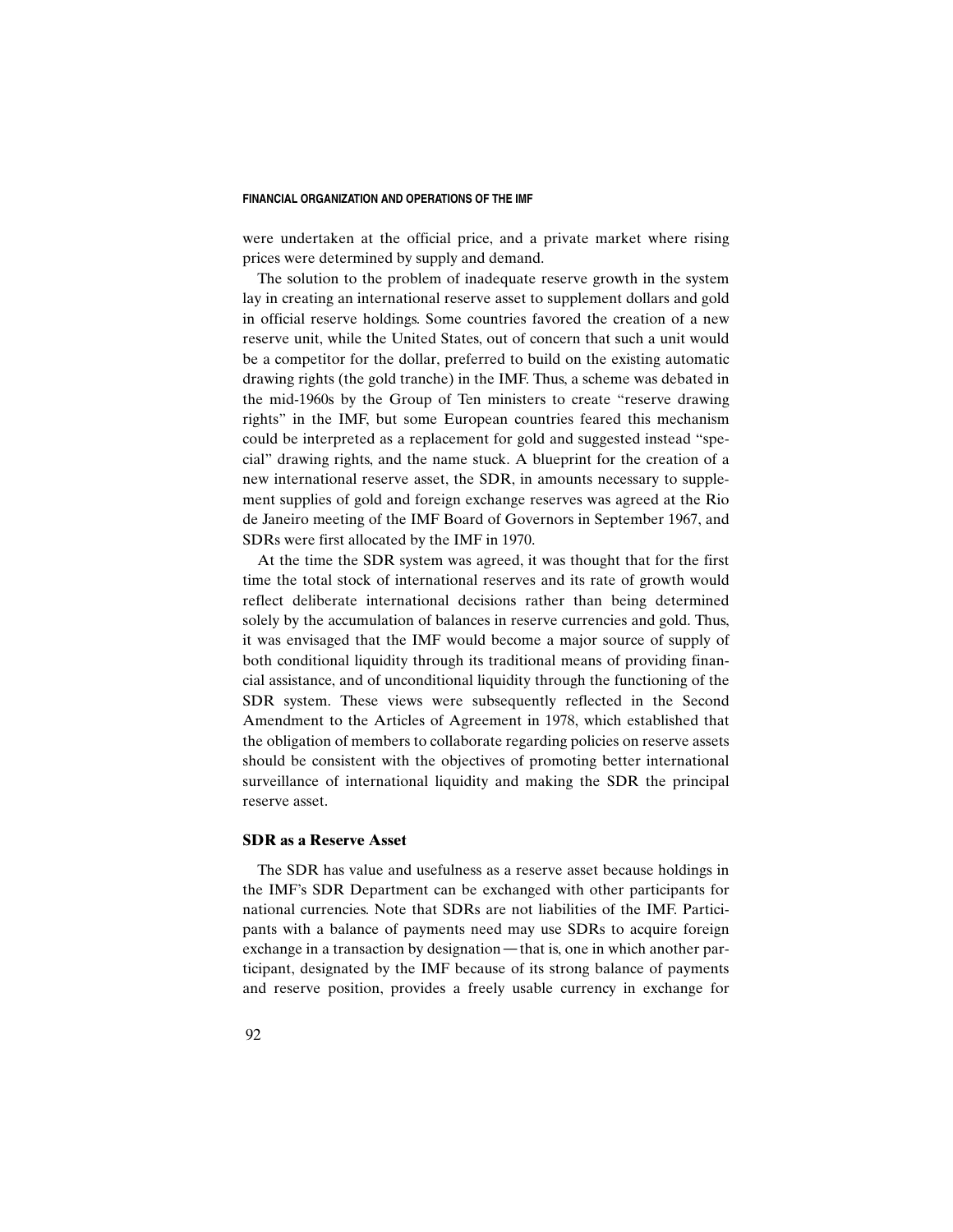were undertaken at the official price, and a private market where rising prices were determined by supply and demand.

The solution to the problem of inadequate reserve growth in the system lay in creating an international reserve asset to supplement dollars and gold in official reserve holdings. Some countries favored the creation of a new reserve unit, while the United States, out of concern that such a unit would be a competitor for the dollar, preferred to build on the existing automatic drawing rights (the gold tranche) in the IMF. Thus, a scheme was debated in the mid-1960s by the Group of Ten ministers to create "reserve drawing rights" in the IMF, but some European countries feared this mechanism could be interpreted as a replacement for gold and suggested instead "special" drawing rights, and the name stuck. A blueprint for the creation of a new international reserve asset, the SDR, in amounts necessary to supplement supplies of gold and foreign exchange reserves was agreed at the Rio de Janeiro meeting of the IMF Board of Governors in September 1967, and SDRs were first allocated by the IMF in 1970.

At the time the SDR system was agreed, it was thought that for the first time the total stock of international reserves and its rate of growth would reflect deliberate international decisions rather than being determined solely by the accumulation of balances in reserve currencies and gold. Thus, it was envisaged that the IMF would become a major source of supply of both conditional liquidity through its traditional means of providing financial assistance, and of unconditional liquidity through the functioning of the SDR system. These views were subsequently reflected in the Second Amendment to the Articles of Agreement in 1978, which established that the obligation of members to collaborate regarding policies on reserve assets should be consistent with the objectives of promoting better international surveillance of international liquidity and making the SDR the principal reserve asset.

### SDR as a Reserve Asset

The SDR has value and usefulness as a reserve asset because holdings in the IMF's SDR Department can be exchanged with other participants for national currencies. Note that SDRs are not liabilities of the IMF. Participants with a balance of payments need may use SDRs to acquire foreign exchange in a transaction by designation—that is, one in which another participant, designated by the IMF because of its strong balance of payments and reserve position, provides a freely usable currency in exchange for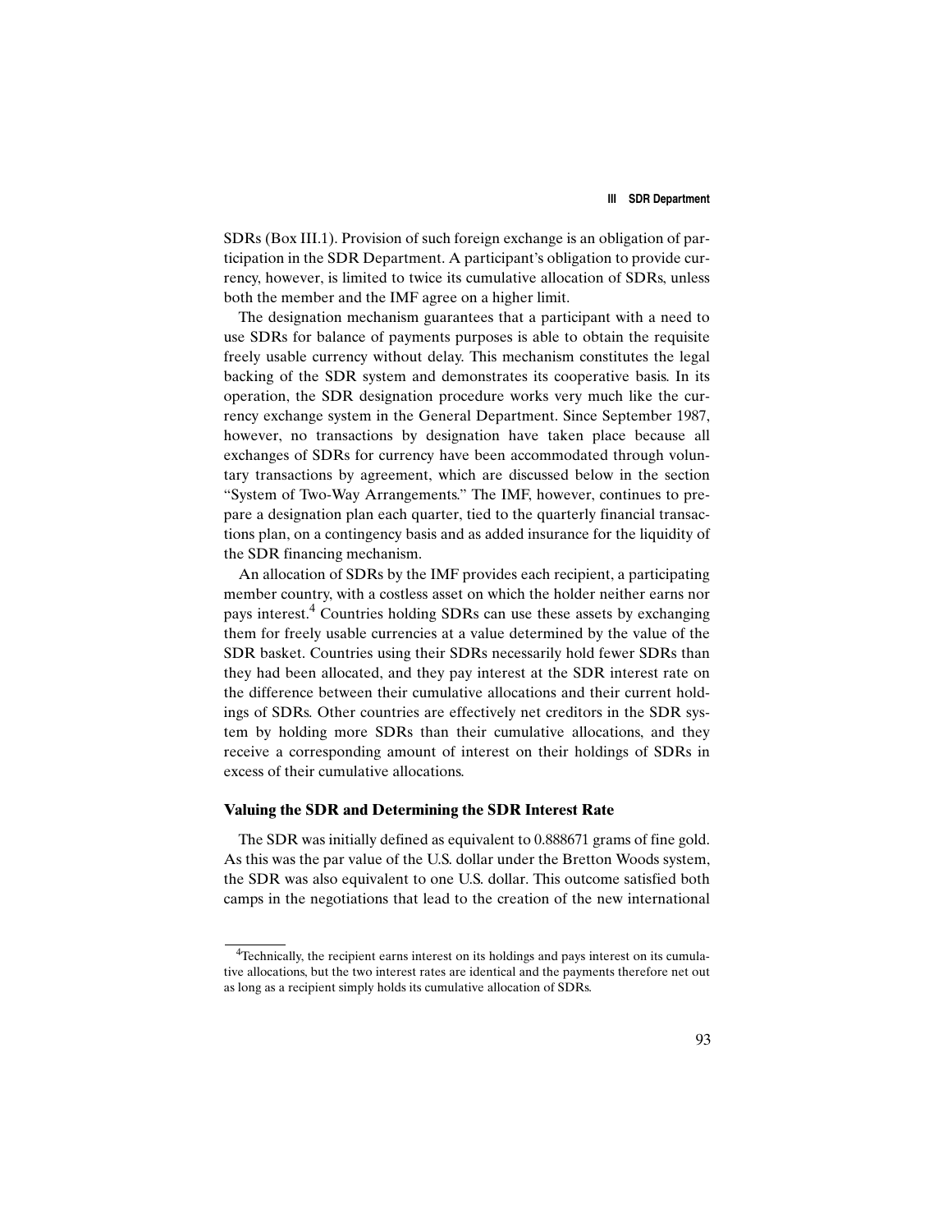SDRs (Box III.1). Provision of such foreign exchange is an obligation of participation in the SDR Department. A participant's obligation to provide currency, however, is limited to twice its cumulative allocation of SDRs, unless both the member and the IMF agree on a higher limit.

The designation mechanism guarantees that a participant with a need to use SDRs for balance of payments purposes is able to obtain the requisite freely usable currency without delay. This mechanism constitutes the legal backing of the SDR system and demonstrates its cooperative basis. In its operation, the SDR designation procedure works very much like the currency exchange system in the General Department. Since September 1987, however, no transactions by designation have taken place because all exchanges of SDRs for currency have been accommodated through voluntary transactions by agreement, which are discussed below in the section "System of Two-Way Arrangements." The IMF, however, continues to prepare a designation plan each quarter, tied to the quarterly financial transactions plan, on a contingency basis and as added insurance for the liquidity of the SDR financing mechanism.

An allocation of SDRs by the IMF provides each recipient, a participating member country, with a costless asset on which the holder neither earns nor pays interest.[4] Countries holding SDRs can use these assets by exchanging them for freely usable currencies at a value determined by the value of the SDR basket. Countries using their SDRs necessarily hold fewer SDRs than they had been allocated, and they pay interest at the SDR interest rate on the difference between their cumulative allocations and their current holdings of SDRs. Other countries are effectively net creditors in the SDR system by holding more SDRs than their cumulative allocations, and they receive a corresponding amount of interest on their holdings of SDRs in excess of their cumulative allocations.

### Valuing the SDR and Determining the SDR Interest Rate

The SDR was initially defined as equivalent to 0.888671 grams of fine gold. As this was the par value of the U.S. dollar under the Bretton Woods system, the SDR was also equivalent to one U.S. dollar. This outcome satisfied both camps in the negotiations that lead to the creation of the new international

[4]Technically, the recipient earns interest on its holdings and pays interest on its cumulative allocations, but the two interest rates are identical and the payments therefore net out as long as a recipient simply holds its cumulative allocation of SDRs.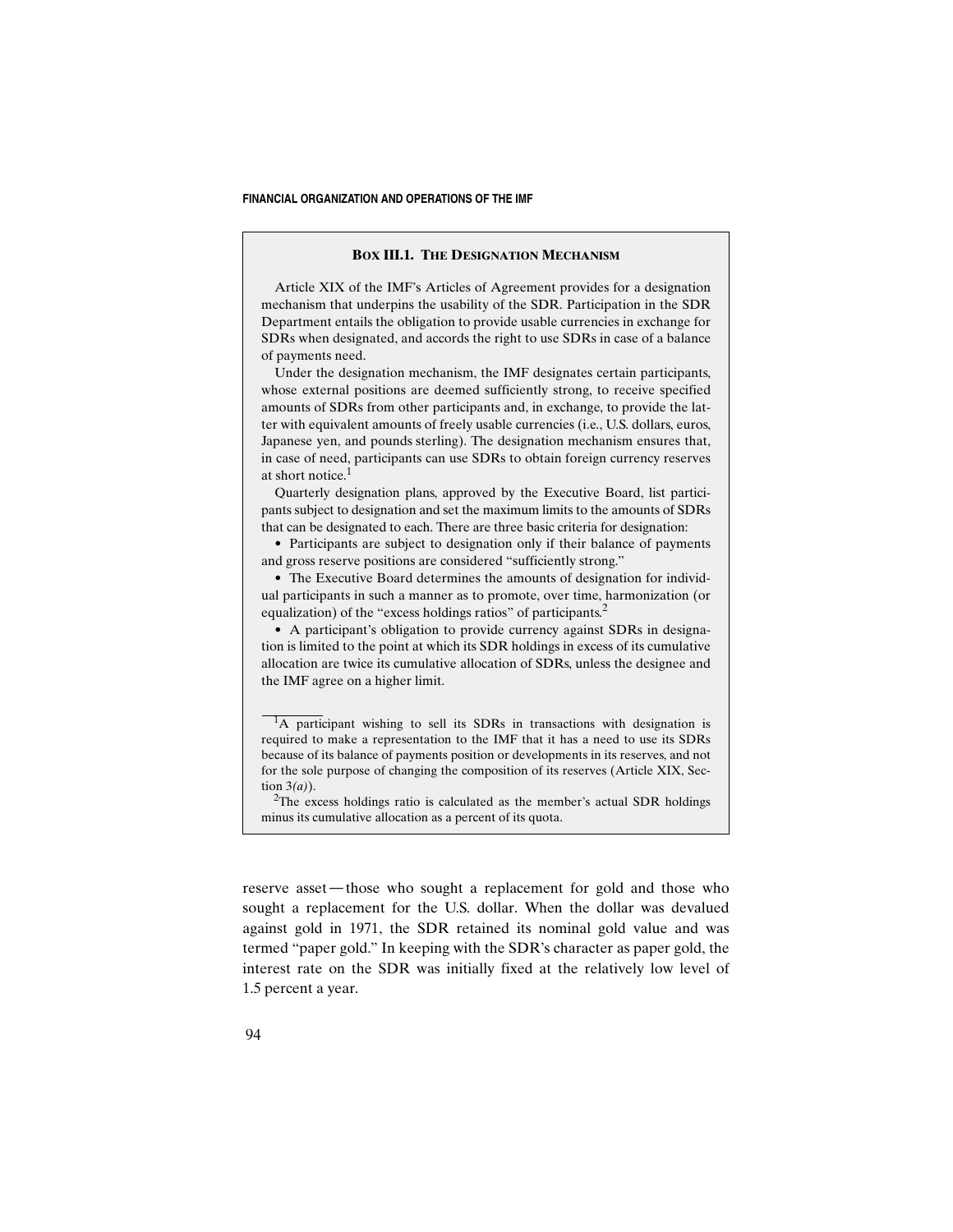### BOX III.1. THE DESIGNATION MECHANISM

Article XIX of the IMF's Articles of Agreement provides for a designation mechanism that underpins the usability of the SDR. Participation in the SDR Department entails the obligation to provide usable currencies in exchange for SDRs when designated, and accords the right to use SDRs in case of a balance of payments need.

Under the designation mechanism, the IMF designates certain participants, whose external positions are deemed sufficiently strong, to receive specified amounts of SDRs from other participants and, in exchange, to provide the latter with equivalent amounts of freely usable currencies (i.e., U.S. dollars, euros, Japanese yen, and pounds sterling). The designation mechanism ensures that, in case of need, participants can use SDRs to obtain foreign currency reserves at short notice.[1]

Quarterly designation plans, approved by the Executive Board, list participants subject to designation and set the maximum limits to the amounts of SDRs that can be designated to each. There are three basic criteria for designation:

- Participants are subject to designation only if their balance of payments and gross reserve positions are considered "sufficiently strong."
- The Executive Board determines the amounts of designation for individual participants in such a manner as to promote, over time, harmonization (or equalization) of the "excess holdings ratios" of participants.[2]
- A participant's obligation to provide currency against SDRs in designation is limited to the point at which its SDR holdings in excess of its cumulative allocation are twice its cumulative allocation of SDRs, unless the designee and the IMF agree on a higher limit.

[1]A participant wishing to sell its SDRs in transactions with designation is required to make a representation to the IMF that it has a need to use its SDRs because of its balance of payments position or developments in its reserves, and not for the sole purpose of changing the composition of its reserves (Article XIX, Section 3*(a)*).

[2]The excess holdings ratio is calculated as the member's actual SDR holdings minus its cumulative allocation as a percent of its quota.

reserve asset—those who sought a replacement for gold and those who sought a replacement for the U.S. dollar. When the dollar was devalued against gold in 1971, the SDR retained its nominal gold value and was termed "paper gold." In keeping with the SDR's character as paper gold, the interest rate on the SDR was initially fixed at the relatively low level of 1.5 percent a year.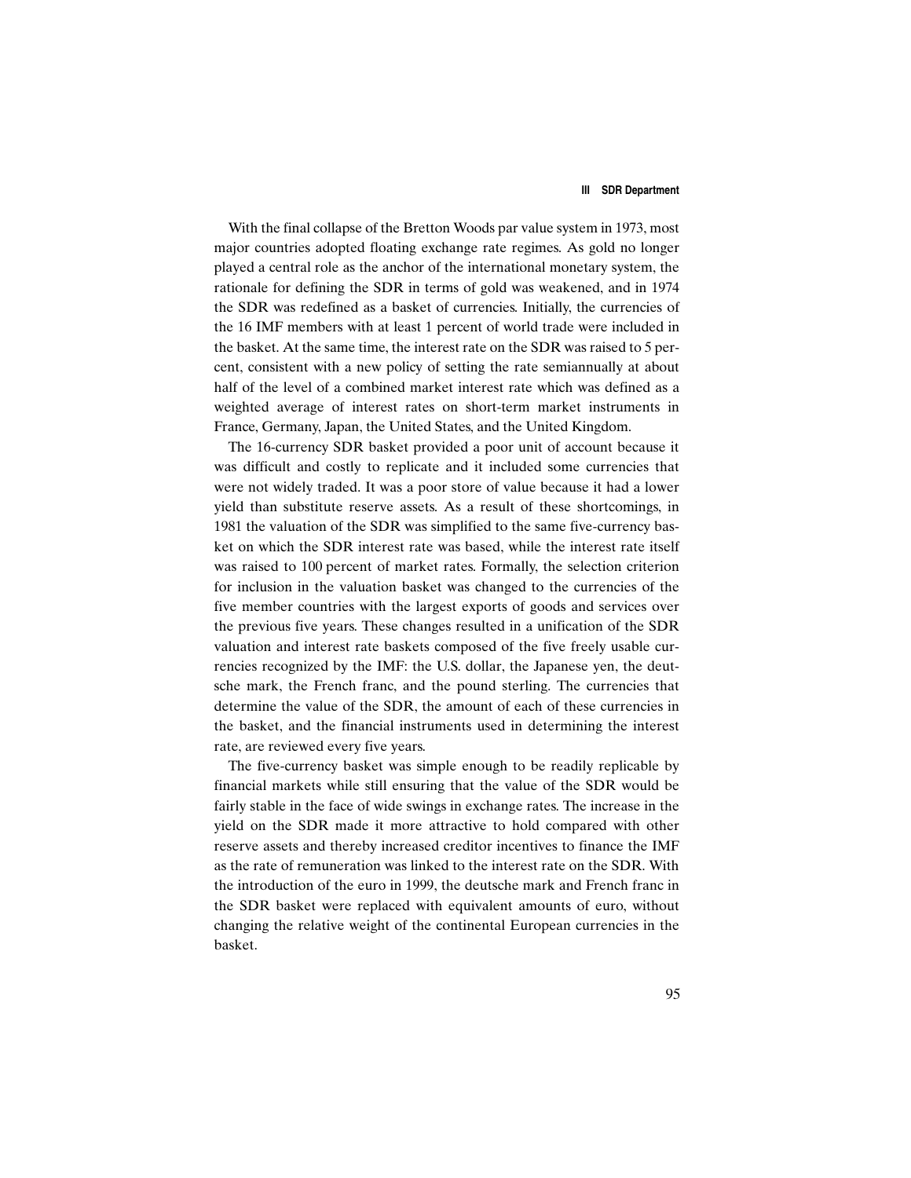With the final collapse of the Bretton Woods par value system in 1973, most major countries adopted floating exchange rate regimes. As gold no longer played a central role as the anchor of the international monetary system, the rationale for defining the SDR in terms of gold was weakened, and in 1974 the SDR was redefined as a basket of currencies. Initially, the currencies of the 16 IMF members with at least 1 percent of world trade were included in the basket. At the same time, the interest rate on the SDR was raised to 5 percent, consistent with a new policy of setting the rate semiannually at about half of the level of a combined market interest rate which was defined as a weighted average of interest rates on short-term market instruments in France, Germany, Japan, the United States, and the United Kingdom.

The 16-currency SDR basket provided a poor unit of account because it was difficult and costly to replicate and it included some currencies that were not widely traded. It was a poor store of value because it had a lower yield than substitute reserve assets. As a result of these shortcomings, in 1981 the valuation of the SDR was simplified to the same five-currency basket on which the SDR interest rate was based, while the interest rate itself was raised to 100 percent of market rates. Formally, the selection criterion for inclusion in the valuation basket was changed to the currencies of the five member countries with the largest exports of goods and services over the previous five years. These changes resulted in a unification of the SDR valuation and interest rate baskets composed of the five freely usable currencies recognized by the IMF: the U.S. dollar, the Japanese yen, the deutsche mark, the French franc, and the pound sterling. The currencies that determine the value of the SDR, the amount of each of these currencies in the basket, and the financial instruments used in determining the interest rate, are reviewed every five years.

The five-currency basket was simple enough to be readily replicable by financial markets while still ensuring that the value of the SDR would be fairly stable in the face of wide swings in exchange rates. The increase in the yield on the SDR made it more attractive to hold compared with other reserve assets and thereby increased creditor incentives to finance the IMF as the rate of remuneration was linked to the interest rate on the SDR. With the introduction of the euro in 1999, the deutsche mark and French franc in the SDR basket were replaced with equivalent amounts of euro, without changing the relative weight of the continental European currencies in the basket.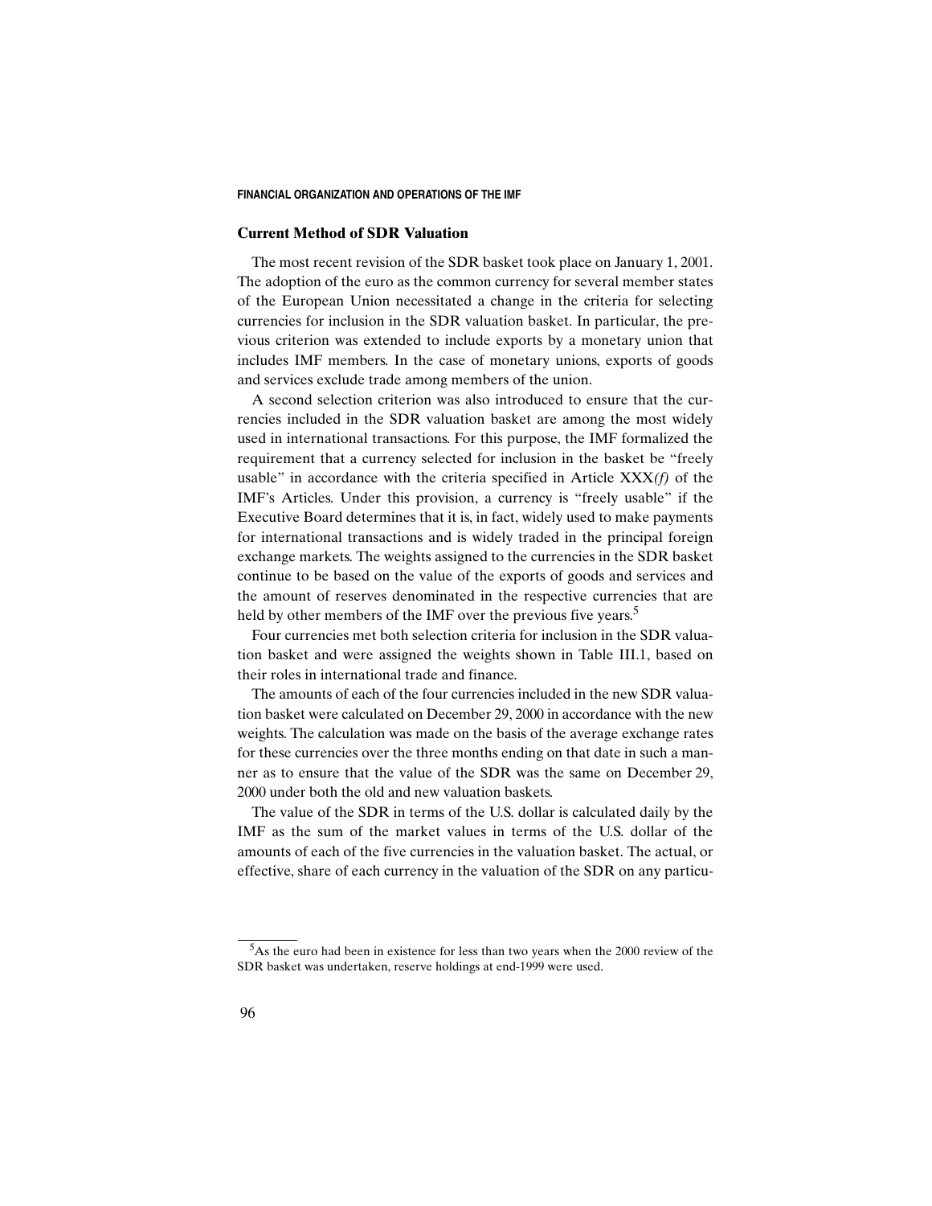### Current Method of SDR Valuation

The most recent revision of the SDR basket took place on January 1, 2001. The adoption of the euro as the common currency for several member states of the European Union necessitated a change in the criteria for selecting currencies for inclusion in the SDR valuation basket. In particular, the previous criterion was extended to include exports by a monetary union that includes IMF members. In the case of monetary unions, exports of goods and services exclude trade among members of the union.

A second selection criterion was also introduced to ensure that the currencies included in the SDR valuation basket are among the most widely used in international transactions. For this purpose, the IMF formalized the requirement that a currency selected for inclusion in the basket be "freely usable" in accordance with the criteria specified in Article XXX*(f)* of the IMF's Articles. Under this provision, a currency is "freely usable" if the Executive Board determines that it is, in fact, widely used to make payments for international transactions and is widely traded in the principal foreign exchange markets. The weights assigned to the currencies in the SDR basket continue to be based on the value of the exports of goods and services and the amount of reserves denominated in the respective currencies that are held by other members of the IMF over the previous five years.[5]

Four currencies met both selection criteria for inclusion in the SDR valuation basket and were assigned the weights shown in Table III.1, based on their roles in international trade and finance.

The amounts of each of the four currencies included in the new SDR valuation basket were calculated on December 29, 2000 in accordance with the new weights. The calculation was made on the basis of the average exchange rates for these currencies over the three months ending on that date in such a manner as to ensure that the value of the SDR was the same on December 29, 2000 under both the old and new valuation baskets.

The value of the SDR in terms of the U.S. dollar is calculated daily by the IMF as the sum of the market values in terms of the U.S. dollar of the amounts of each of the five currencies in the valuation basket. The actual, or effective, share of each currency in the valuation of the SDR on any particu-

[5]As the euro had been in existence for less than two years when the 2000 review of the SDR basket was undertaken, reserve holdings at end-1999 were used.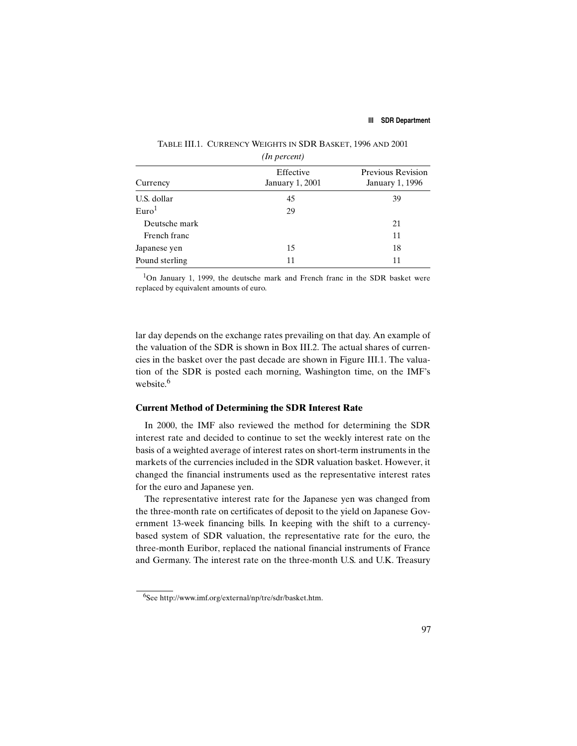TABLE III.1. CURRENCY WEIGHTS IN SDR BASKET, 1996 AND 2001

*(In percent)*

| Currency | Effective January 1, 2001 | Previous Revision January 1, 1996 |
|---|---|---|
| U.S. dollar | 45 | 39 |
| Euro[1] | 29 | |
| Deutsche mark | | 21 |
| French franc | | 11 |
| Japanese yen | 15 | 18 |
| Pound sterling | 11 | 11 |

[1]On January 1, 1999, the deutsche mark and French franc in the SDR basket were replaced by equivalent amounts of euro.

lar day depends on the exchange rates prevailing on that day. An example of the valuation of the SDR is shown in Box III.2. The actual shares of currencies in the basket over the past decade are shown in Figure III.1. The valuation of the SDR is posted each morning, Washington time, on the IMF's website.[6]

### Current Method of Determining the SDR Interest Rate

In 2000, the IMF also reviewed the method for determining the SDR interest rate and decided to continue to set the weekly interest rate on the basis of a weighted average of interest rates on short-term instruments in the markets of the currencies included in the SDR valuation basket. However, it changed the financial instruments used as the representative interest rates for the euro and Japanese yen.

The representative interest rate for the Japanese yen was changed from the three-month rate on certificates of deposit to the yield on Japanese Government 13-week financing bills. In keeping with the shift to a currency-based system of SDR valuation, the representative rate for the euro, the three-month Euribor, replaced the national financial instruments of France and Germany. The interest rate on the three-month U.S. and U.K. Treasury

[6]See http://www.imf.org/external/np/tre/sdr/basket.htm.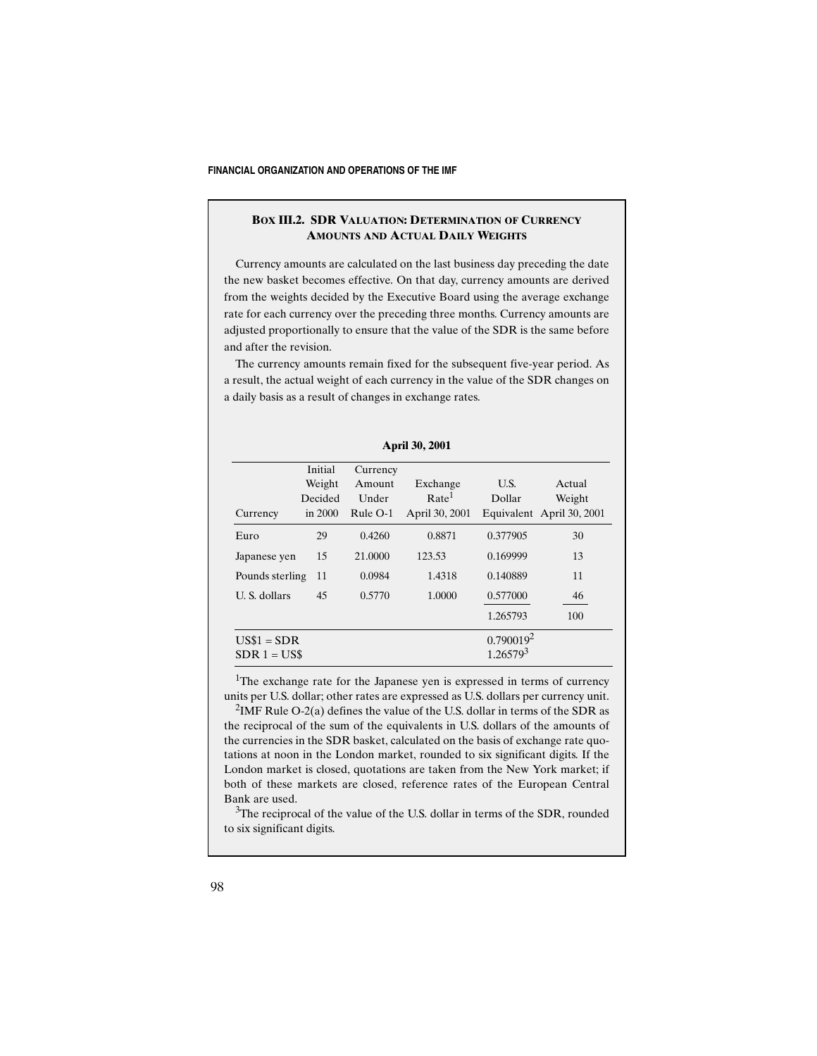### Box III.2. SDR Valuation: Determination of Currency Amounts and Actual Daily Weights

Currency amounts are calculated on the last business day preceding the date the new basket becomes effective. On that day, currency amounts are derived from the weights decided by the Executive Board using the average exchange rate for each currency over the preceding three months. Currency amounts are adjusted proportionally to ensure that the value of the SDR is the same before and after the revision.

The currency amounts remain fixed for the subsequent five-year period. As a result, the actual weight of each currency in the value of the SDR changes on a daily basis as a result of changes in exchange rates.

**April 30, 2001**

| Currency | Initial Weight Decided in 2000 | Currency Amount Under Rule O-1 | Exchange Rate[1] April 30, 2001 | U.S. Dollar Equivalent | Actual Weight April 30, 2001 |
|---|---|---|---|---|---|
| Euro | 29 | 0.4260 | 0.8871 | 0.377905 | 30 |
| Japanese yen | 15 | 21.0000 | 123.53 | 0.169999 | 13 |
| Pounds sterling | 11 | 0.0984 | 1.4318 | 0.140889 | 11 |
| U. S. dollars | 45 | 0.5770 | 1.0000 | 0.577000 | 46 |
| | | | | 1.265793 | 100 |
| US$1 = SDR | | | | 0.790019[2] | |
| SDR 1 = US$ | | | | 1.26579[3] | |

[1]The exchange rate for the Japanese yen is expressed in terms of currency units per U.S. dollar; other rates are expressed as U.S. dollars per currency unit.

[2]IMF Rule O-2(a) defines the value of the U.S. dollar in terms of the SDR as the reciprocal of the sum of the equivalents in U.S. dollars of the amounts of the currencies in the SDR basket, calculated on the basis of exchange rate quotations at noon in the London market, rounded to six significant digits. If the London market is closed, quotations are taken from the New York market; if both of these markets are closed, reference rates of the European Central Bank are used.

[3]The reciprocal of the value of the U.S. dollar in terms of the SDR, rounded to six significant digits.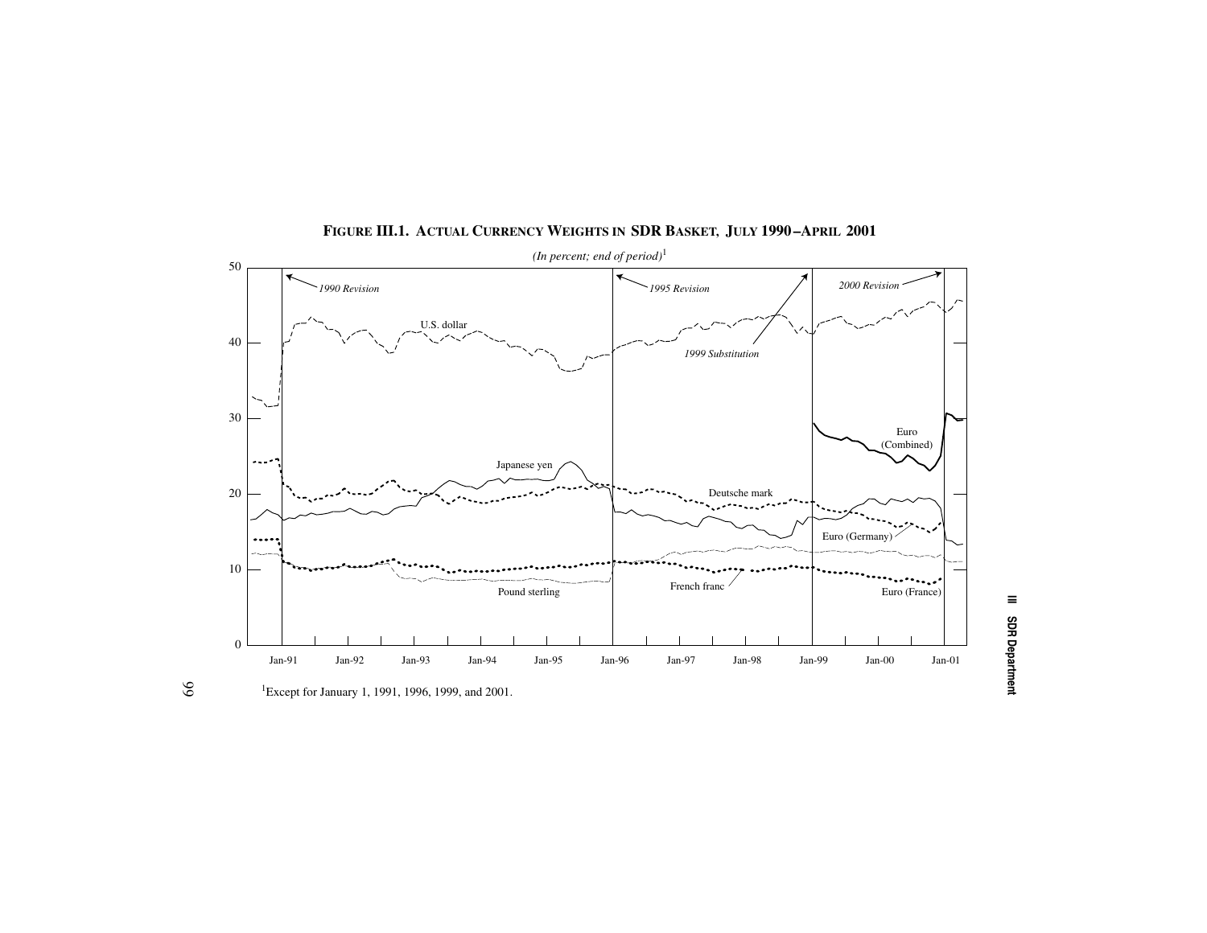**FIGURE III.1. ACTUAL CURRENCY WEIGHTS IN SDR BASKET, JULY 1990–APRIL 2001**

*(In percent; end of period)*[1]

[1]Except for January 1, 1991, 1996, 1999, and 2001.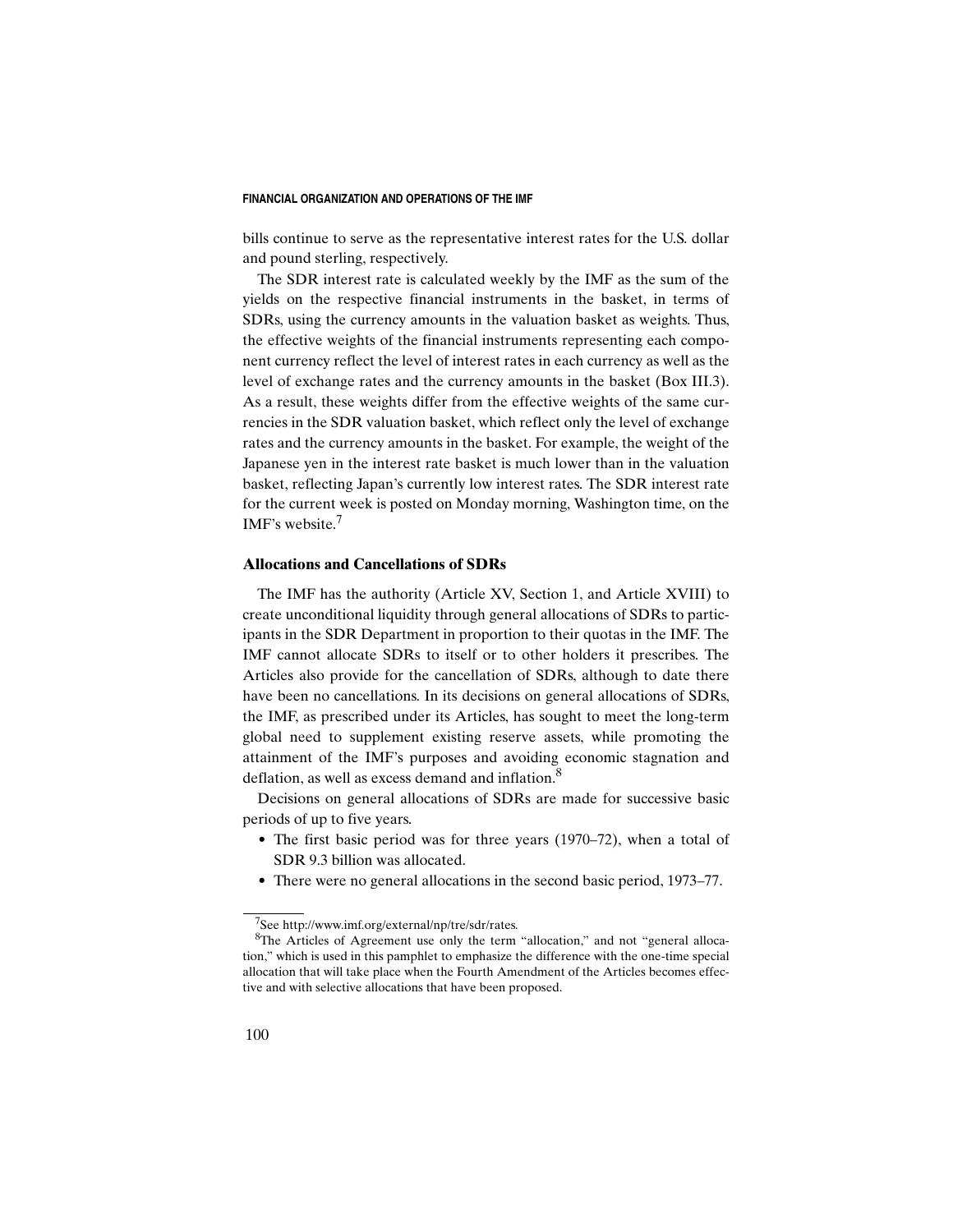bills continue to serve as the representative interest rates for the U.S. dollar and pound sterling, respectively.

The SDR interest rate is calculated weekly by the IMF as the sum of the yields on the respective financial instruments in the basket, in terms of SDRs, using the currency amounts in the valuation basket as weights. Thus, the effective weights of the financial instruments representing each component currency reflect the level of interest rates in each currency as well as the level of exchange rates and the currency amounts in the basket (Box III.3). As a result, these weights differ from the effective weights of the same currencies in the SDR valuation basket, which reflect only the level of exchange rates and the currency amounts in the basket. For example, the weight of the Japanese yen in the interest rate basket is much lower than in the valuation basket, reflecting Japan's currently low interest rates. The SDR interest rate for the current week is posted on Monday morning, Washington time, on the IMF's website.[7]

### Allocations and Cancellations of SDRs

The IMF has the authority (Article XV, Section 1, and Article XVIII) to create unconditional liquidity through general allocations of SDRs to participants in the SDR Department in proportion to their quotas in the IMF. The IMF cannot allocate SDRs to itself or to other holders it prescribes. The Articles also provide for the cancellation of SDRs, although to date there have been no cancellations. In its decisions on general allocations of SDRs, the IMF, as prescribed under its Articles, has sought to meet the long-term global need to supplement existing reserve assets, while promoting the attainment of the IMF's purposes and avoiding economic stagnation and deflation, as well as excess demand and inflation.[8]

Decisions on general allocations of SDRs are made for successive basic periods of up to five years.

- The first basic period was for three years (1970–72), when a total of SDR 9.3 billion was allocated.
- There were no general allocations in the second basic period, 1973–77.

---

[7] See http://www.imf.org/external/np/tre/sdr/rates.

[8] The Articles of Agreement use only the term "allocation," and not "general allocation," which is used in this pamphlet to emphasize the difference with the one-time special allocation that will take place when the Fourth Amendment of the Articles becomes effective and with selective allocations that have been proposed.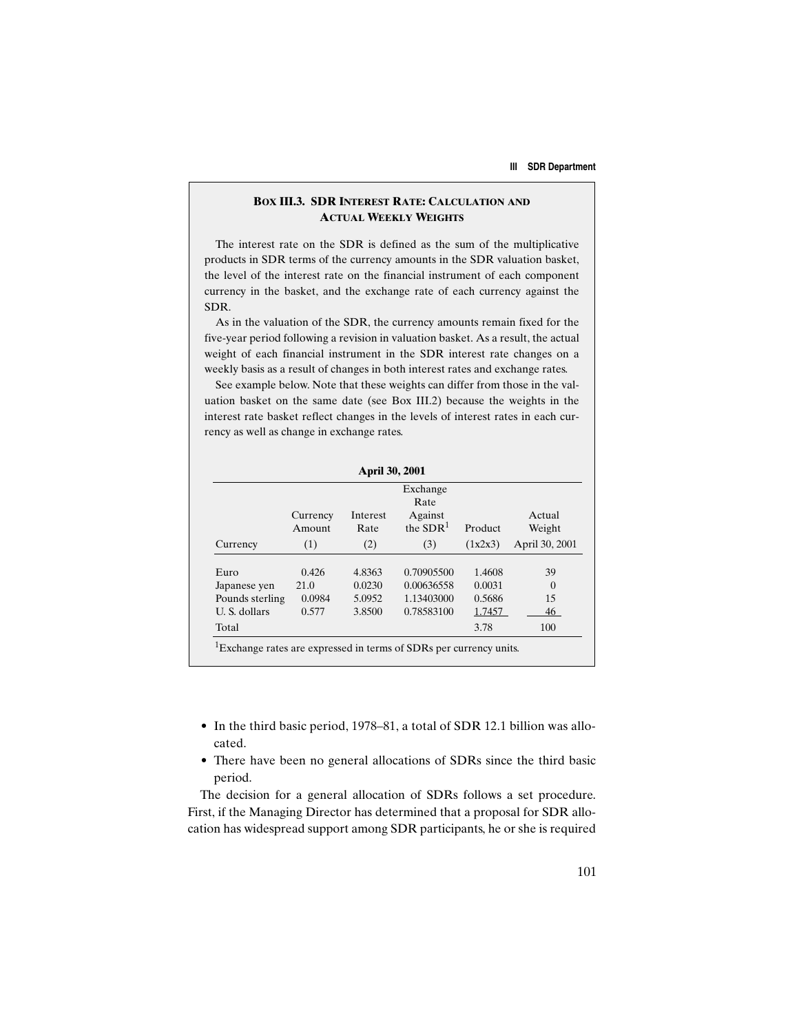### Box III.3. SDR Interest Rate: Calculation and Actual Weekly Weights

The interest rate on the SDR is defined as the sum of the multiplicative products in SDR terms of the currency amounts in the SDR valuation basket, the level of the interest rate on the financial instrument of each component currency in the basket, and the exchange rate of each currency against the SDR.

As in the valuation of the SDR, the currency amounts remain fixed for the five-year period following a revision in valuation basket. As a result, the actual weight of each financial instrument in the SDR interest rate changes on a weekly basis as a result of changes in both interest rates and exchange rates.

See example below. Note that these weights can differ from those in the valuation basket on the same date (see Box III.2) because the weights in the interest rate basket reflect changes in the levels of interest rates in each currency as well as change in exchange rates.

**April 30, 2001**

| Currency | Currency Amount (1) | Interest Rate (2) | Exchange Rate Against the SDR[1] (3) | Product (1x2x3) | Actual Weight April 30, 2001 |
|---|---|---|---|---|---|
| Euro | 0.426 | 4.8363 | 0.70905500 | 1.4608 | 39 |
| Japanese yen | 21.0 | 0.0230 | 0.00636558 | 0.0031 | 0 |
| Pounds sterling | 0.0984 | 5.0952 | 1.13403000 | 0.5686 | 15 |
| U. S. dollars | 0.577 | 3.8500 | 0.78583100 | 1.7457 | 46 |
| Total | | | | 3.78 | 100 |

[1]Exchange rates are expressed in terms of SDRs per currency units.

- In the third basic period, 1978–81, a total of SDR 12.1 billion was allocated.
- There have been no general allocations of SDRs since the third basic period.

The decision for a general allocation of SDRs follows a set procedure. First, if the Managing Director has determined that a proposal for SDR allocation has widespread support among SDR participants, he or she is required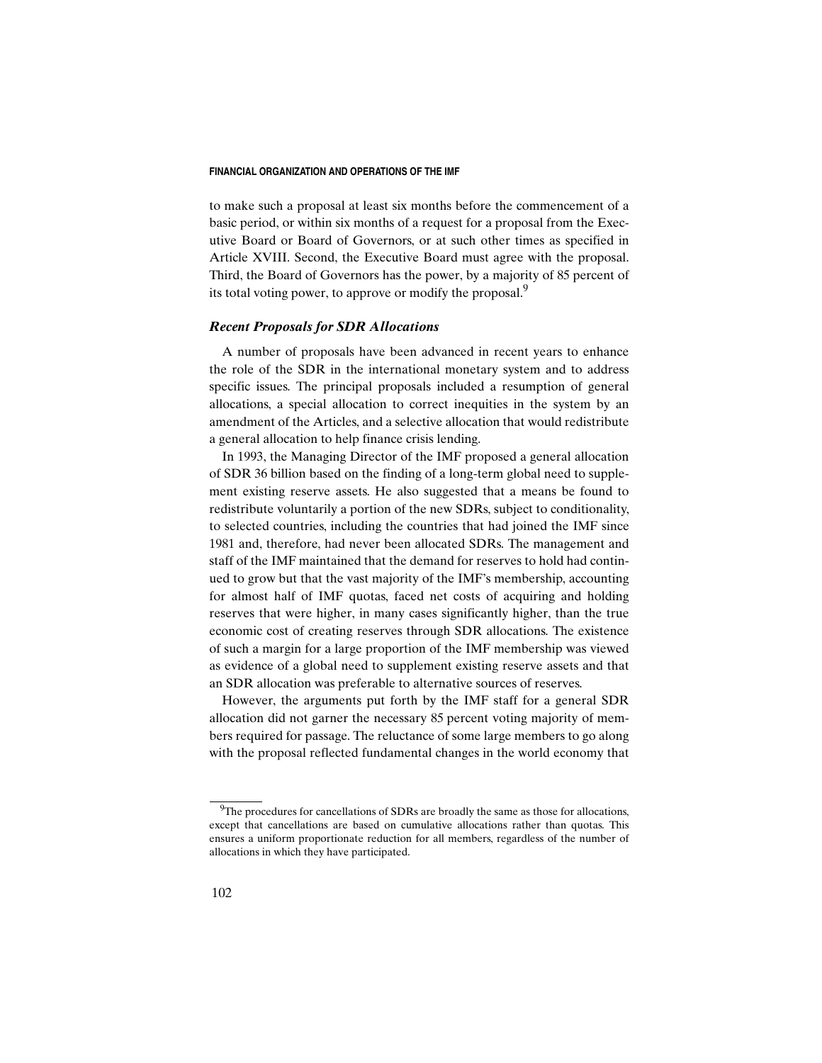to make such a proposal at least six months before the commencement of a basic period, or within six months of a request for a proposal from the Executive Board or Board of Governors, or at such other times as specified in Article XVIII. Second, the Executive Board must agree with the proposal. Third, the Board of Governors has the power, by a majority of 85 percent of its total voting power, to approve or modify the proposal.[9]

### *Recent Proposals for SDR Allocations*

A number of proposals have been advanced in recent years to enhance the role of the SDR in the international monetary system and to address specific issues. The principal proposals included a resumption of general allocations, a special allocation to correct inequities in the system by an amendment of the Articles, and a selective allocation that would redistribute a general allocation to help finance crisis lending.

In 1993, the Managing Director of the IMF proposed a general allocation of SDR 36 billion based on the finding of a long-term global need to supplement existing reserve assets. He also suggested that a means be found to redistribute voluntarily a portion of the new SDRs, subject to conditionality, to selected countries, including the countries that had joined the IMF since 1981 and, therefore, had never been allocated SDRs. The management and staff of the IMF maintained that the demand for reserves to hold had continued to grow but that the vast majority of the IMF's membership, accounting for almost half of IMF quotas, faced net costs of acquiring and holding reserves that were higher, in many cases significantly higher, than the true economic cost of creating reserves through SDR allocations. The existence of such a margin for a large proportion of the IMF membership was viewed as evidence of a global need to supplement existing reserve assets and that an SDR allocation was preferable to alternative sources of reserves.

However, the arguments put forth by the IMF staff for a general SDR allocation did not garner the necessary 85 percent voting majority of members required for passage. The reluctance of some large members to go along with the proposal reflected fundamental changes in the world economy that

---

[9] The procedures for cancellations of SDRs are broadly the same as those for allocations, except that cancellations are based on cumulative allocations rather than quotas. This ensures a uniform proportionate reduction for all members, regardless of the number of allocations in which they have participated.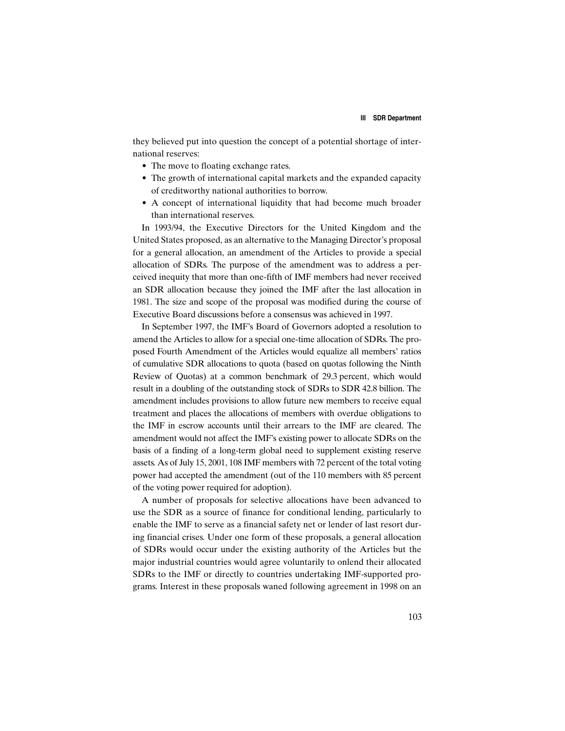they believed put into question the concept of a potential shortage of international reserves:

- The move to floating exchange rates.
- The growth of international capital markets and the expanded capacity of creditworthy national authorities to borrow.
- A concept of international liquidity that had become much broader than international reserves.

In 1993/94, the Executive Directors for the United Kingdom and the United States proposed, as an alternative to the Managing Director's proposal for a general allocation, an amendment of the Articles to provide a special allocation of SDRs. The purpose of the amendment was to address a perceived inequity that more than one-fifth of IMF members had never received an SDR allocation because they joined the IMF after the last allocation in 1981. The size and scope of the proposal was modified during the course of Executive Board discussions before a consensus was achieved in 1997.

In September 1997, the IMF's Board of Governors adopted a resolution to amend the Articles to allow for a special one-time allocation of SDRs. The proposed Fourth Amendment of the Articles would equalize all members' ratios of cumulative SDR allocations to quota (based on quotas following the Ninth Review of Quotas) at a common benchmark of 29.3 percent, which would result in a doubling of the outstanding stock of SDRs to SDR 42.8 billion. The amendment includes provisions to allow future new members to receive equal treatment and places the allocations of members with overdue obligations to the IMF in escrow accounts until their arrears to the IMF are cleared. The amendment would not affect the IMF's existing power to allocate SDRs on the basis of a finding of a long-term global need to supplement existing reserve assets. As of July 15, 2001, 108 IMF members with 72 percent of the total voting power had accepted the amendment (out of the 110 members with 85 percent of the voting power required for adoption).

A number of proposals for selective allocations have been advanced to use the SDR as a source of finance for conditional lending, particularly to enable the IMF to serve as a financial safety net or lender of last resort during financial crises. Under one form of these proposals, a general allocation of SDRs would occur under the existing authority of the Articles but the major industrial countries would agree voluntarily to onlend their allocated SDRs to the IMF or directly to countries undertaking IMF-supported programs. Interest in these proposals waned following agreement in 1998 on an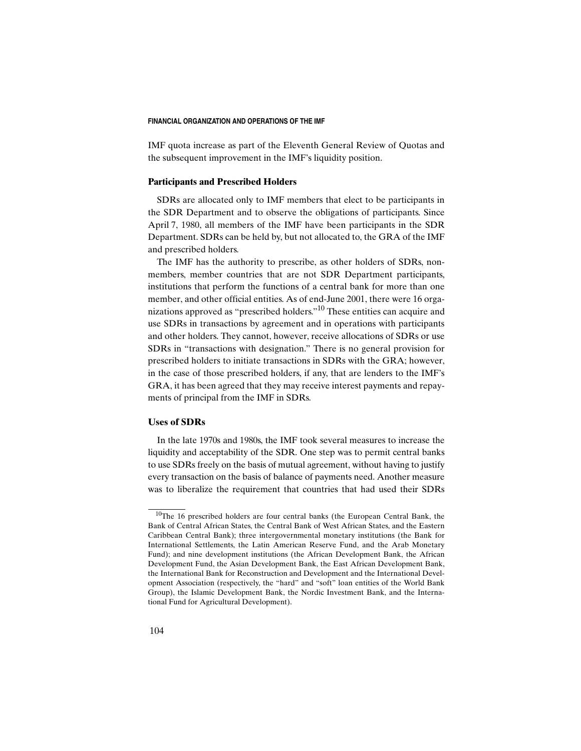IMF quota increase as part of the Eleventh General Review of Quotas and the subsequent improvement in the IMF's liquidity position.

### Participants and Prescribed Holders

SDRs are allocated only to IMF members that elect to be participants in the SDR Department and to observe the obligations of participants. Since April 7, 1980, all members of the IMF have been participants in the SDR Department. SDRs can be held by, but not allocated to, the GRA of the IMF and prescribed holders.

The IMF has the authority to prescribe, as other holders of SDRs, nonmembers, member countries that are not SDR Department participants, institutions that perform the functions of a central bank for more than one member, and other official entities. As of end-June 2001, there were 16 organizations approved as "prescribed holders."[10] These entities can acquire and use SDRs in transactions by agreement and in operations with participants and other holders. They cannot, however, receive allocations of SDRs or use SDRs in "transactions with designation." There is no general provision for prescribed holders to initiate transactions in SDRs with the GRA; however, in the case of those prescribed holders, if any, that are lenders to the IMF's GRA, it has been agreed that they may receive interest payments and repayments of principal from the IMF in SDRs.

### Uses of SDRs

In the late 1970s and 1980s, the IMF took several measures to increase the liquidity and acceptability of the SDR. One step was to permit central banks to use SDRs freely on the basis of mutual agreement, without having to justify every transaction on the basis of balance of payments need. Another measure was to liberalize the requirement that countries that had used their SDRs

[10]The 16 prescribed holders are four central banks (the European Central Bank, the Bank of Central African States, the Central Bank of West African States, and the Eastern Caribbean Central Bank); three intergovernmental monetary institutions (the Bank for International Settlements, the Latin American Reserve Fund, and the Arab Monetary Fund); and nine development institutions (the African Development Bank, the African Development Fund, the Asian Development Bank, the East African Development Bank, the International Bank for Reconstruction and Development and the International Development Association (respectively, the "hard" and "soft" loan entities of the World Bank Group), the Islamic Development Bank, the Nordic Investment Bank, and the International Fund for Agricultural Development).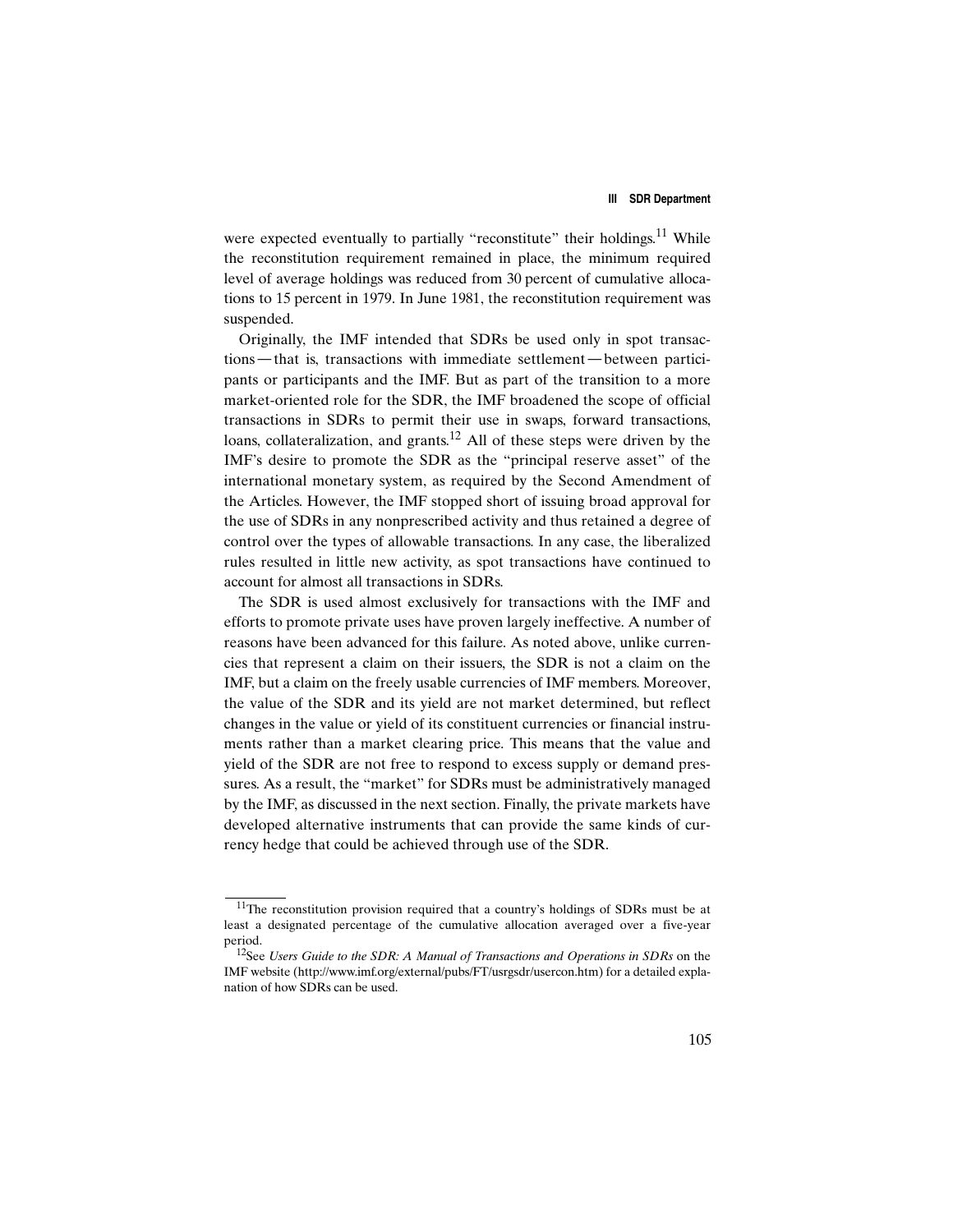were expected eventually to partially "reconstitute" their holdings.[11] While the reconstitution requirement remained in place, the minimum required level of average holdings was reduced from 30 percent of cumulative allocations to 15 percent in 1979. In June 1981, the reconstitution requirement was suspended.

Originally, the IMF intended that SDRs be used only in spot transactions—that is, transactions with immediate settlement—between participants or participants and the IMF. But as part of the transition to a more market-oriented role for the SDR, the IMF broadened the scope of official transactions in SDRs to permit their use in swaps, forward transactions, loans, collateralization, and grants.[12] All of these steps were driven by the IMF's desire to promote the SDR as the "principal reserve asset" of the international monetary system, as required by the Second Amendment of the Articles. However, the IMF stopped short of issuing broad approval for the use of SDRs in any nonprescribed activity and thus retained a degree of control over the types of allowable transactions. In any case, the liberalized rules resulted in little new activity, as spot transactions have continued to account for almost all transactions in SDRs.

The SDR is used almost exclusively for transactions with the IMF and efforts to promote private uses have proven largely ineffective. A number of reasons have been advanced for this failure. As noted above, unlike currencies that represent a claim on their issuers, the SDR is not a claim on the IMF, but a claim on the freely usable currencies of IMF members. Moreover, the value of the SDR and its yield are not market determined, but reflect changes in the value or yield of its constituent currencies or financial instruments rather than a market clearing price. This means that the value and yield of the SDR are not free to respond to excess supply or demand pressures. As a result, the "market" for SDRs must be administratively managed by the IMF, as discussed in the next section. Finally, the private markets have developed alternative instruments that can provide the same kinds of currency hedge that could be achieved through use of the SDR.

---

[11] The reconstitution provision required that a country's holdings of SDRs must be at least a designated percentage of the cumulative allocation averaged over a five-year period.

[12] See *Users Guide to the SDR: A Manual of Transactions and Operations in SDRs* on the IMF website (http://www.imf.org/external/pubs/FT/usrgsdr/usercon.htm) for a detailed explanation of how SDRs can be used.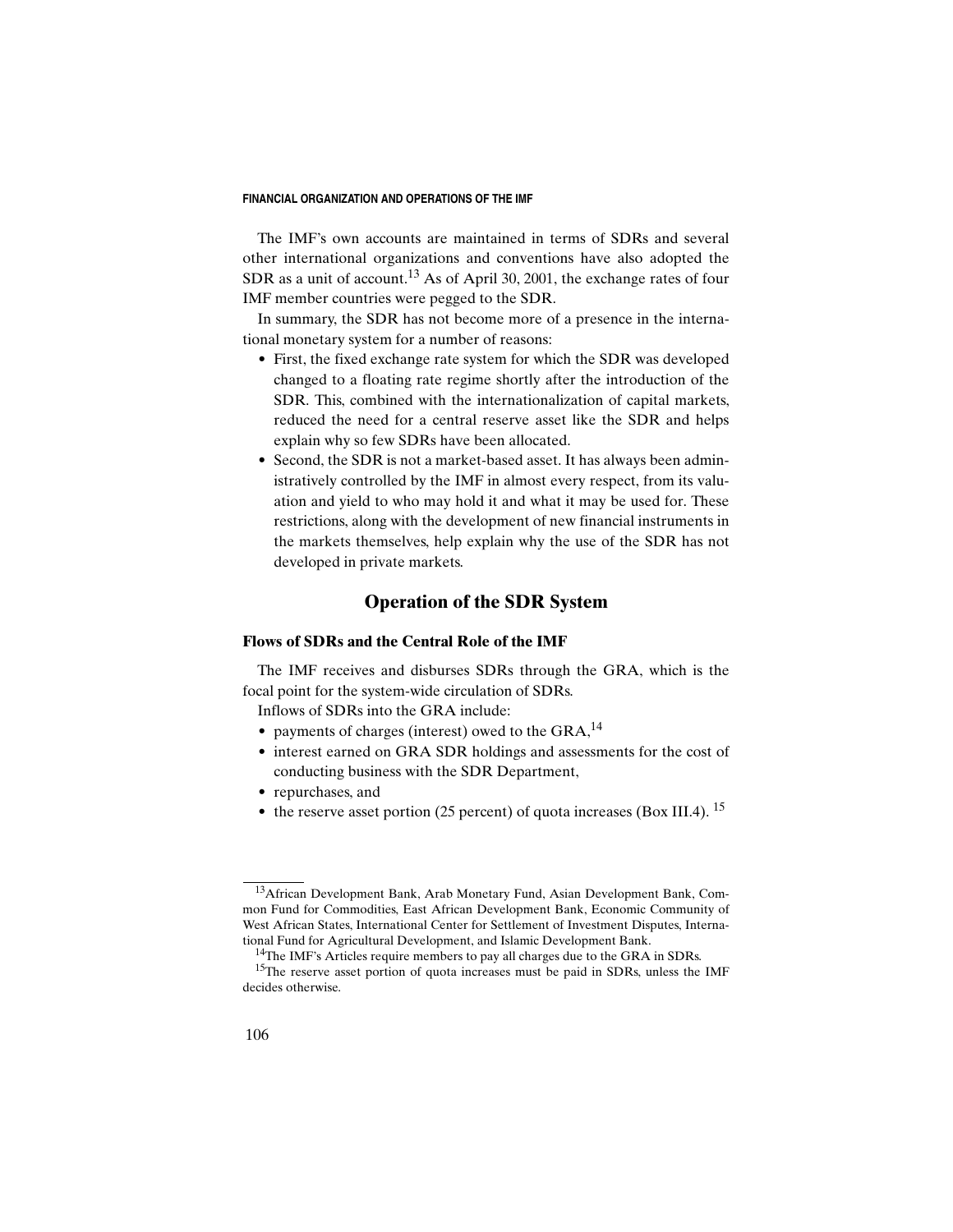The IMF's own accounts are maintained in terms of SDRs and several other international organizations and conventions have also adopted the SDR as a unit of account.[13] As of April 30, 2001, the exchange rates of four IMF member countries were pegged to the SDR.

In summary, the SDR has not become more of a presence in the international monetary system for a number of reasons:

- First, the fixed exchange rate system for which the SDR was developed changed to a floating rate regime shortly after the introduction of the SDR. This, combined with the internationalization of capital markets, reduced the need for a central reserve asset like the SDR and helps explain why so few SDRs have been allocated.
- Second, the SDR is not a market-based asset. It has always been administratively controlled by the IMF in almost every respect, from its valuation and yield to who may hold it and what it may be used for. These restrictions, along with the development of new financial instruments in the markets themselves, help explain why the use of the SDR has not developed in private markets.

## Operation of the SDR System

### Flows of SDRs and the Central Role of the IMF

The IMF receives and disburses SDRs through the GRA, which is the focal point for the system-wide circulation of SDRs.

Inflows of SDRs into the GRA include:

- payments of charges (interest) owed to the GRA,[14]
- interest earned on GRA SDR holdings and assessments for the cost of conducting business with the SDR Department,
- repurchases, and
- the reserve asset portion (25 percent) of quota increases (Box III.4).[15]

---

[13] African Development Bank, Arab Monetary Fund, Asian Development Bank, Common Fund for Commodities, East African Development Bank, Economic Community of West African States, International Center for Settlement of Investment Disputes, International Fund for Agricultural Development, and Islamic Development Bank.

[14] The IMF's Articles require members to pay all charges due to the GRA in SDRs.

[15] The reserve asset portion of quota increases must be paid in SDRs, unless the IMF decides otherwise.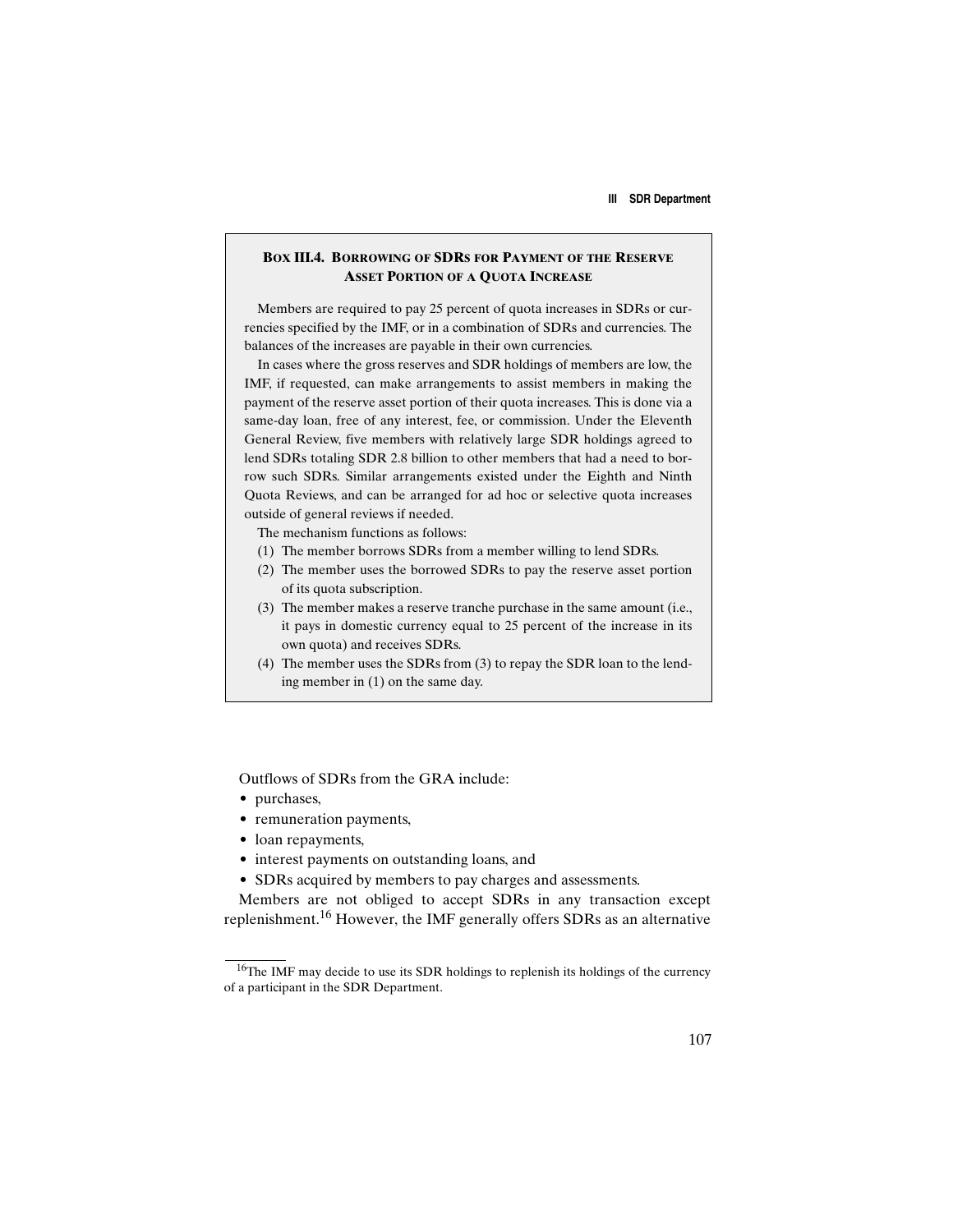### Box III.4. Borrowing of SDRs for Payment of the Reserve Asset Portion of a Quota Increase

Members are required to pay 25 percent of quota increases in SDRs or currencies specified by the IMF, or in a combination of SDRs and currencies. The balances of the increases are payable in their own currencies.

In cases where the gross reserves and SDR holdings of members are low, the IMF, if requested, can make arrangements to assist members in making the payment of the reserve asset portion of their quota increases. This is done via a same-day loan, free of any interest, fee, or commission. Under the Eleventh General Review, five members with relatively large SDR holdings agreed to lend SDRs totaling SDR 2.8 billion to other members that had a need to borrow such SDRs. Similar arrangements existed under the Eighth and Ninth Quota Reviews, and can be arranged for ad hoc or selective quota increases outside of general reviews if needed.

The mechanism functions as follows:

(1) The member borrows SDRs from a member willing to lend SDRs.
(2) The member uses the borrowed SDRs to pay the reserve asset portion of its quota subscription.
(3) The member makes a reserve tranche purchase in the same amount (i.e., it pays in domestic currency equal to 25 percent of the increase in its own quota) and receives SDRs.
(4) The member uses the SDRs from (3) to repay the SDR loan to the lending member in (1) on the same day.

Outflows of SDRs from the GRA include:

- purchases,
- remuneration payments,
- loan repayments,
- interest payments on outstanding loans, and
- SDRs acquired by members to pay charges and assessments.

Members are not obliged to accept SDRs in any transaction except replenishment.[16] However, the IMF generally offers SDRs as an alternative

[16] The IMF may decide to use its SDR holdings to replenish its holdings of the currency of a participant in the SDR Department.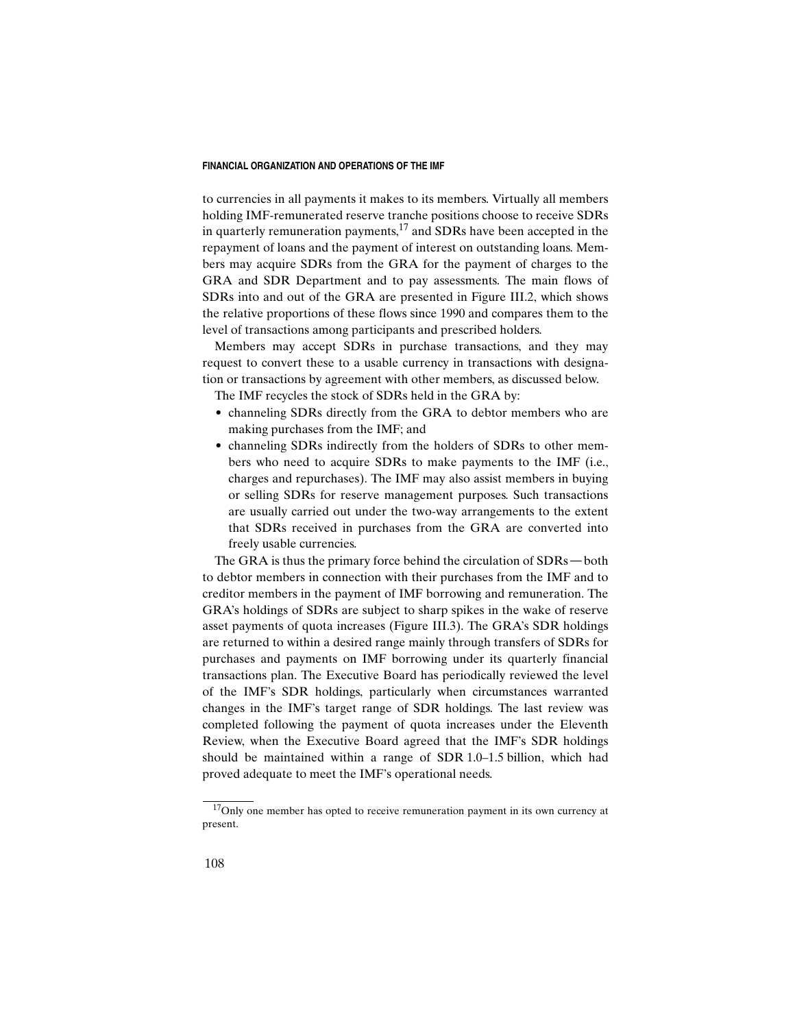to currencies in all payments it makes to its members. Virtually all members holding IMF-remunerated reserve tranche positions choose to receive SDRs in quarterly remuneration payments,[17] and SDRs have been accepted in the repayment of loans and the payment of interest on outstanding loans. Members may acquire SDRs from the GRA for the payment of charges to the GRA and SDR Department and to pay assessments. The main flows of SDRs into and out of the GRA are presented in Figure III.2, which shows the relative proportions of these flows since 1990 and compares them to the level of transactions among participants and prescribed holders.

Members may accept SDRs in purchase transactions, and they may request to convert these to a usable currency in transactions with designation or transactions by agreement with other members, as discussed below.

The IMF recycles the stock of SDRs held in the GRA by:

- channeling SDRs directly from the GRA to debtor members who are making purchases from the IMF; and
- channeling SDRs indirectly from the holders of SDRs to other members who need to acquire SDRs to make payments to the IMF (i.e., charges and repurchases). The IMF may also assist members in buying or selling SDRs for reserve management purposes. Such transactions are usually carried out under the two-way arrangements to the extent that SDRs received in purchases from the GRA are converted into freely usable currencies.

The GRA is thus the primary force behind the circulation of SDRs—both to debtor members in connection with their purchases from the IMF and to creditor members in the payment of IMF borrowing and remuneration. The GRA's holdings of SDRs are subject to sharp spikes in the wake of reserve asset payments of quota increases (Figure III.3). The GRA's SDR holdings are returned to within a desired range mainly through transfers of SDRs for purchases and payments on IMF borrowing under its quarterly financial transactions plan. The Executive Board has periodically reviewed the level of the IMF's SDR holdings, particularly when circumstances warranted changes in the IMF's target range of SDR holdings. The last review was completed following the payment of quota increases under the Eleventh Review, when the Executive Board agreed that the IMF's SDR holdings should be maintained within a range of SDR 1.0–1.5 billion, which had proved adequate to meet the IMF's operational needs.

[17] Only one member has opted to receive remuneration payment in its own currency at present.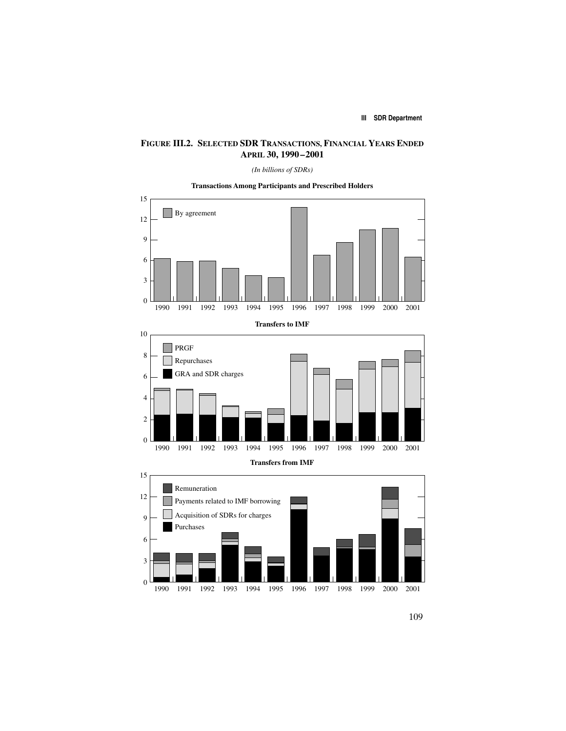## FIGURE III.2. SELECTED SDR TRANSACTIONS, FINANCIAL YEARS ENDED APRIL 30, 1990–2001

*(In billions of SDRs)*

**Transactions Among Participants and Prescribed Holders**

By agreement

**Transfers to IMF**

PRGF

Repurchases

GRA and SDR charges

**Transfers from IMF**

Remuneration

Payments related to IMF borrowing

Acquisition of SDRs for charges

Purchases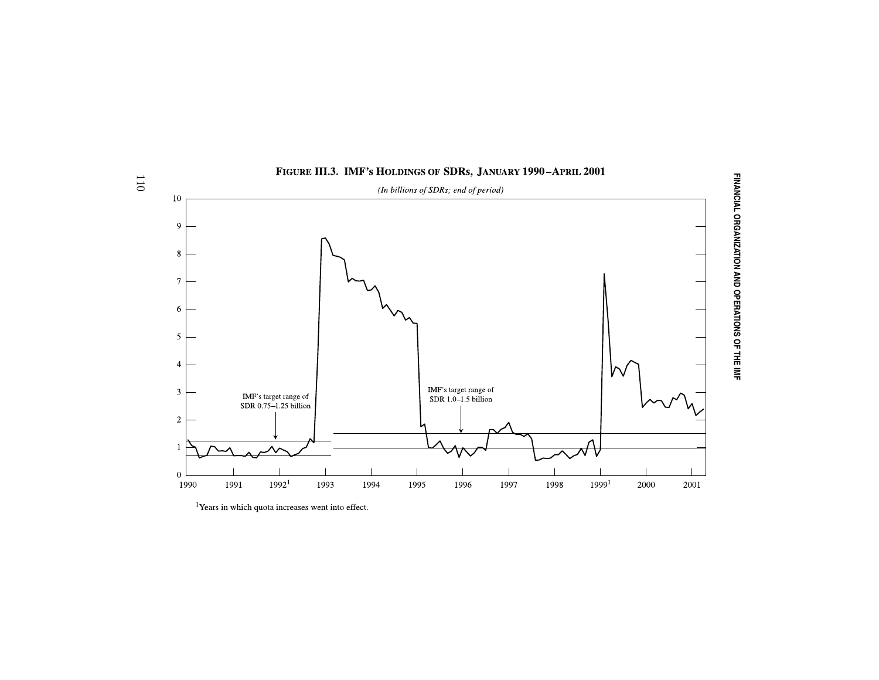**Figure III.3. IMF's Holdings of SDRs, January 1990–April 2001**

*(In billions of SDRs; end of period)*

[1]Years in which quota increases went into effect.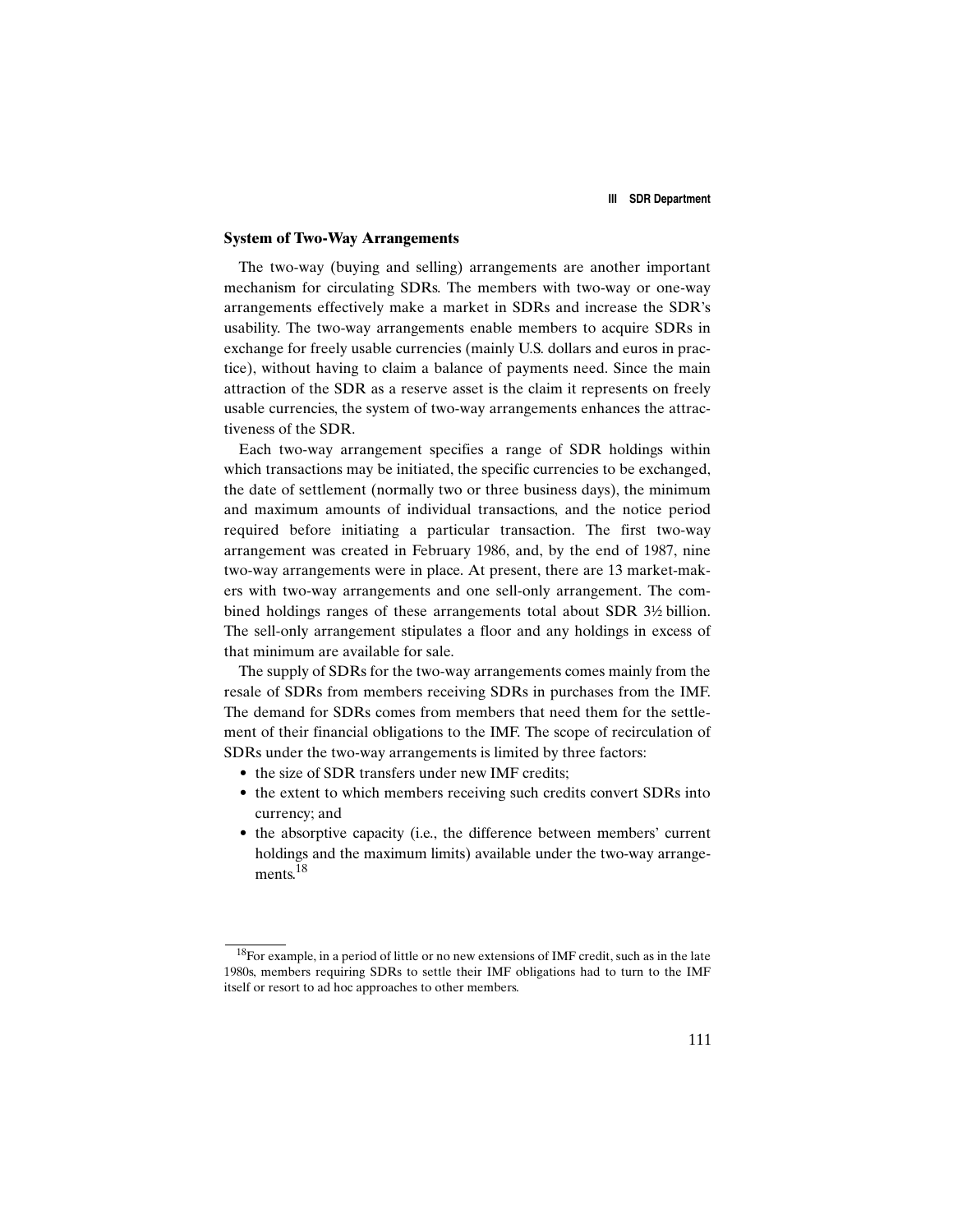### System of Two-Way Arrangements

The two-way (buying and selling) arrangements are another important mechanism for circulating SDRs. The members with two-way or one-way arrangements effectively make a market in SDRs and increase the SDR's usability. The two-way arrangements enable members to acquire SDRs in exchange for freely usable currencies (mainly U.S. dollars and euros in practice), without having to claim a balance of payments need. Since the main attraction of the SDR as a reserve asset is the claim it represents on freely usable currencies, the system of two-way arrangements enhances the attractiveness of the SDR.

Each two-way arrangement specifies a range of SDR holdings within which transactions may be initiated, the specific currencies to be exchanged, the date of settlement (normally two or three business days), the minimum and maximum amounts of individual transactions, and the notice period required before initiating a particular transaction. The first two-way arrangement was created in February 1986, and, by the end of 1987, nine two-way arrangements were in place. At present, there are 13 market-makers with two-way arrangements and one sell-only arrangement. The combined holdings ranges of these arrangements total about SDR 3½ billion. The sell-only arrangement stipulates a floor and any holdings in excess of that minimum are available for sale.

The supply of SDRs for the two-way arrangements comes mainly from the resale of SDRs from members receiving SDRs in purchases from the IMF. The demand for SDRs comes from members that need them for the settlement of their financial obligations to the IMF. The scope of recirculation of SDRs under the two-way arrangements is limited by three factors:

- the size of SDR transfers under new IMF credits;
- the extent to which members receiving such credits convert SDRs into currency; and
- the absorptive capacity (i.e., the difference between members' current holdings and the maximum limits) available under the two-way arrangements.[18]

[18] For example, in a period of little or no new extensions of IMF credit, such as in the late 1980s, members requiring SDRs to settle their IMF obligations had to turn to the IMF itself or resort to ad hoc approaches to other members.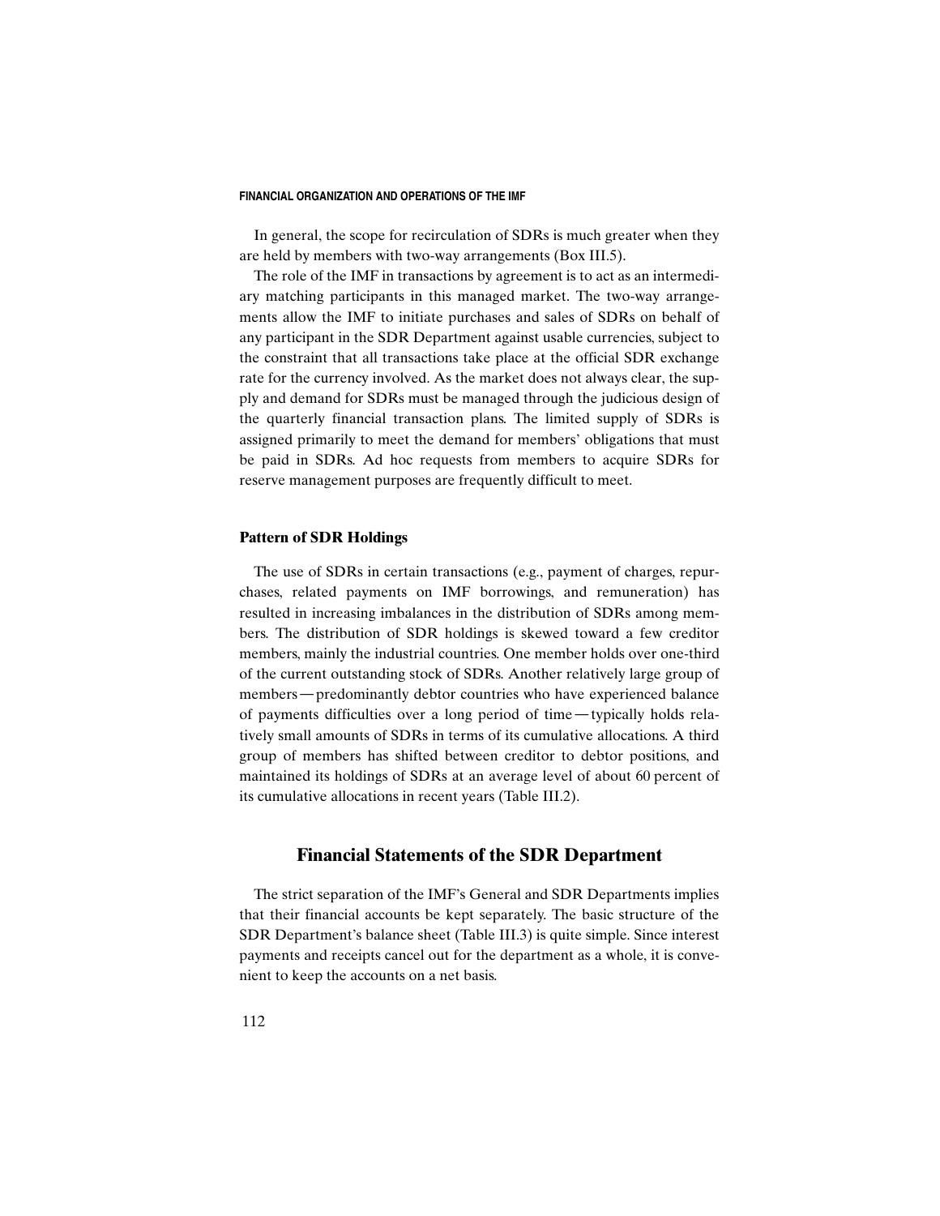In general, the scope for recirculation of SDRs is much greater when they are held by members with two-way arrangements (Box III.5).

The role of the IMF in transactions by agreement is to act as an intermediary matching participants in this managed market. The two-way arrangements allow the IMF to initiate purchases and sales of SDRs on behalf of any participant in the SDR Department against usable currencies, subject to the constraint that all transactions take place at the official SDR exchange rate for the currency involved. As the market does not always clear, the supply and demand for SDRs must be managed through the judicious design of the quarterly financial transaction plans. The limited supply of SDRs is assigned primarily to meet the demand for members' obligations that must be paid in SDRs. Ad hoc requests from members to acquire SDRs for reserve management purposes are frequently difficult to meet.

### Pattern of SDR Holdings

The use of SDRs in certain transactions (e.g., payment of charges, repurchases, related payments on IMF borrowings, and remuneration) has resulted in increasing imbalances in the distribution of SDRs among members. The distribution of SDR holdings is skewed toward a few creditor members, mainly the industrial countries. One member holds over one-third of the current outstanding stock of SDRs. Another relatively large group of members—predominantly debtor countries who have experienced balance of payments difficulties over a long period of time—typically holds relatively small amounts of SDRs in terms of its cumulative allocations. A third group of members has shifted between creditor to debtor positions, and maintained its holdings of SDRs at an average level of about 60 percent of its cumulative allocations in recent years (Table III.2).

## Financial Statements of the SDR Department

The strict separation of the IMF's General and SDR Departments implies that their financial accounts be kept separately. The basic structure of the SDR Department's balance sheet (Table III.3) is quite simple. Since interest payments and receipts cancel out for the department as a whole, it is convenient to keep the accounts on a net basis.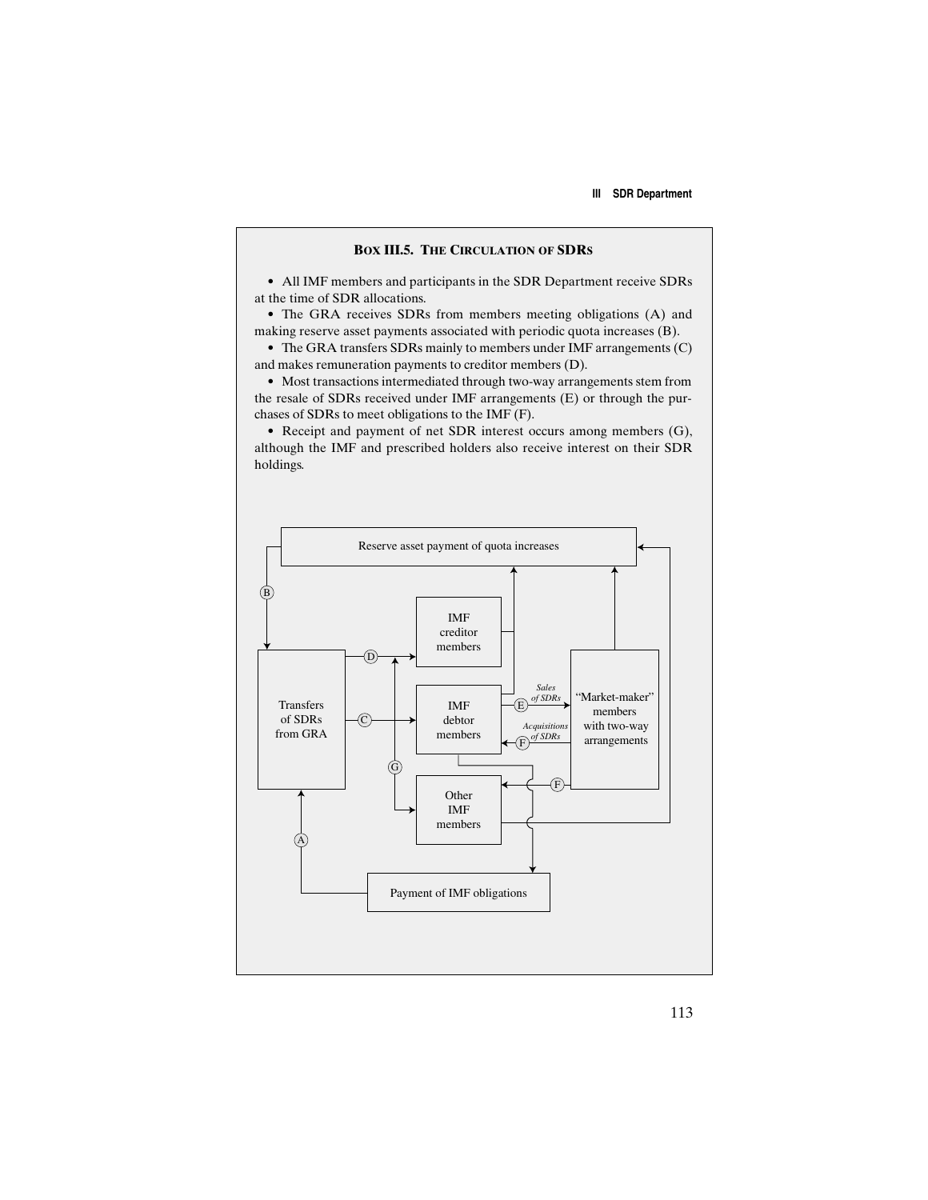### BOX III.5. THE CIRCULATION OF SDRS

- All IMF members and participants in the SDR Department receive SDRs at the time of SDR allocations.
- The GRA receives SDRs from members meeting obligations (A) and making reserve asset payments associated with periodic quota increases (B).
- The GRA transfers SDRs mainly to members under IMF arrangements (C) and makes remuneration payments to creditor members (D).
- Most transactions intermediated through two-way arrangements stem from the resale of SDRs received under IMF arrangements (E) or through the purchases of SDRs to meet obligations to the IMF (F).
- Receipt and payment of net SDR interest occurs among members (G), although the IMF and prescribed holders also receive interest on their SDR holdings.

Reserve asset payment of quota increases

Transfers of SDRs from GRA

IMF creditor members

IMF debtor members

Other IMF members

"Market-maker" members with two-way arrangements

*Sales of SDRs* (E)

*Acquisitions of SDRs* (F)

Payment of IMF obligations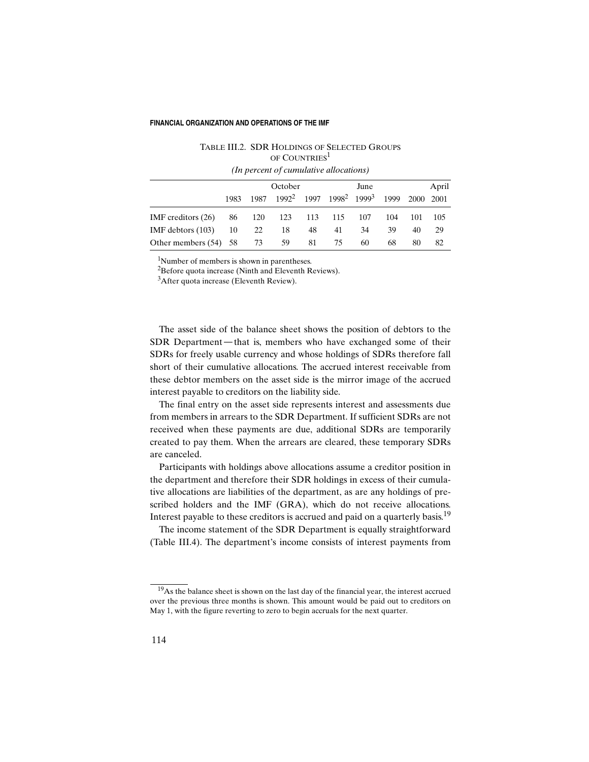Table III.2. SDR Holdings of Selected Groups of Countries[1]

*(In percent of cumulative allocations)*

| | October | | | | | June | | | April |
|---|---|---|---|---|---|---|---|---|---|
| | 1983 | 1987 | 1992[2] | 1997 | 1998[2] | 1999[3] | 1999 | 2000 | 2001 |
| IMF creditors (26) | 86 | 120 | 123 | 113 | 115 | 107 | 104 | 101 | 105 |
| IMF debtors (103) | 10 | 22 | 18 | 48 | 41 | 34 | 39 | 40 | 29 |
| Other members (54) | 58 | 73 | 59 | 81 | 75 | 60 | 68 | 80 | 82 |

[1]Number of members is shown in parentheses.

[2]Before quota increase (Ninth and Eleventh Reviews).

[3]After quota increase (Eleventh Review).

The asset side of the balance sheet shows the position of debtors to the SDR Department—that is, members who have exchanged some of their SDRs for freely usable currency and whose holdings of SDRs therefore fall short of their cumulative allocations. The accrued interest receivable from these debtor members on the asset side is the mirror image of the accrued interest payable to creditors on the liability side.

The final entry on the asset side represents interest and assessments due from members in arrears to the SDR Department. If sufficient SDRs are not received when these payments are due, additional SDRs are temporarily created to pay them. When the arrears are cleared, these temporary SDRs are canceled.

Participants with holdings above allocations assume a creditor position in the department and therefore their SDR holdings in excess of their cumulative allocations are liabilities of the department, as are any holdings of prescribed holders and the IMF (GRA), which do not receive allocations. Interest payable to these creditors is accrued and paid on a quarterly basis.[19]

The income statement of the SDR Department is equally straightforward (Table III.4). The department's income consists of interest payments from

[19]As the balance sheet is shown on the last day of the financial year, the interest accrued over the previous three months is shown. This amount would be paid out to creditors on May 1, with the figure reverting to zero to begin accruals for the next quarter.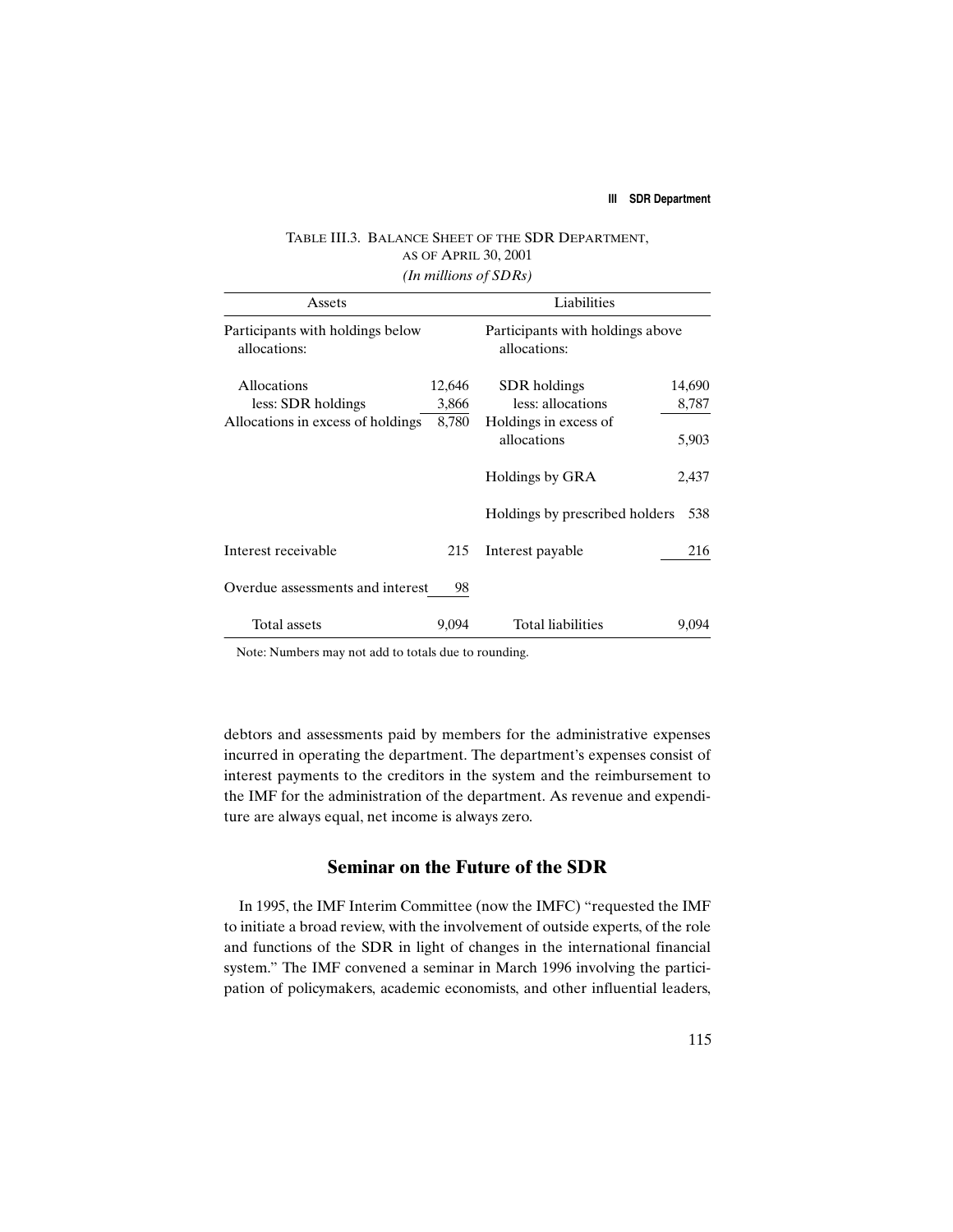TABLE III.3. BALANCE SHEET OF THE SDR DEPARTMENT, AS OF APRIL 30, 2001

*(In millions of SDRs)*

| Assets | | Liabilities | |
|---|---|---|---|
| Participants with holdings below allocations: | | Participants with holdings above allocations: | |
| Allocations | 12,646 | SDR holdings | 14,690 |
| less: SDR holdings | 3,866 | less: allocations | 8,787 |
| Allocations in excess of holdings | 8,780 | Holdings in excess of allocations | 5,903 |
| | | Holdings by GRA | 2,437 |
| | | Holdings by prescribed holders | 538 |
| Interest receivable | 215 | Interest payable | 216 |
| Overdue assessments and interest | 98 | | |
| Total assets | 9,094 | Total liabilities | 9,094 |

Note: Numbers may not add to totals due to rounding.

debtors and assessments paid by members for the administrative expenses incurred in operating the department. The department's expenses consist of interest payments to the creditors in the system and the reimbursement to the IMF for the administration of the department. As revenue and expenditure are always equal, net income is always zero.

## Seminar on the Future of the SDR

In 1995, the IMF Interim Committee (now the IMFC) "requested the IMF to initiate a broad review, with the involvement of outside experts, of the role and functions of the SDR in light of changes in the international financial system." The IMF convened a seminar in March 1996 involving the participation of policymakers, academic economists, and other influential leaders,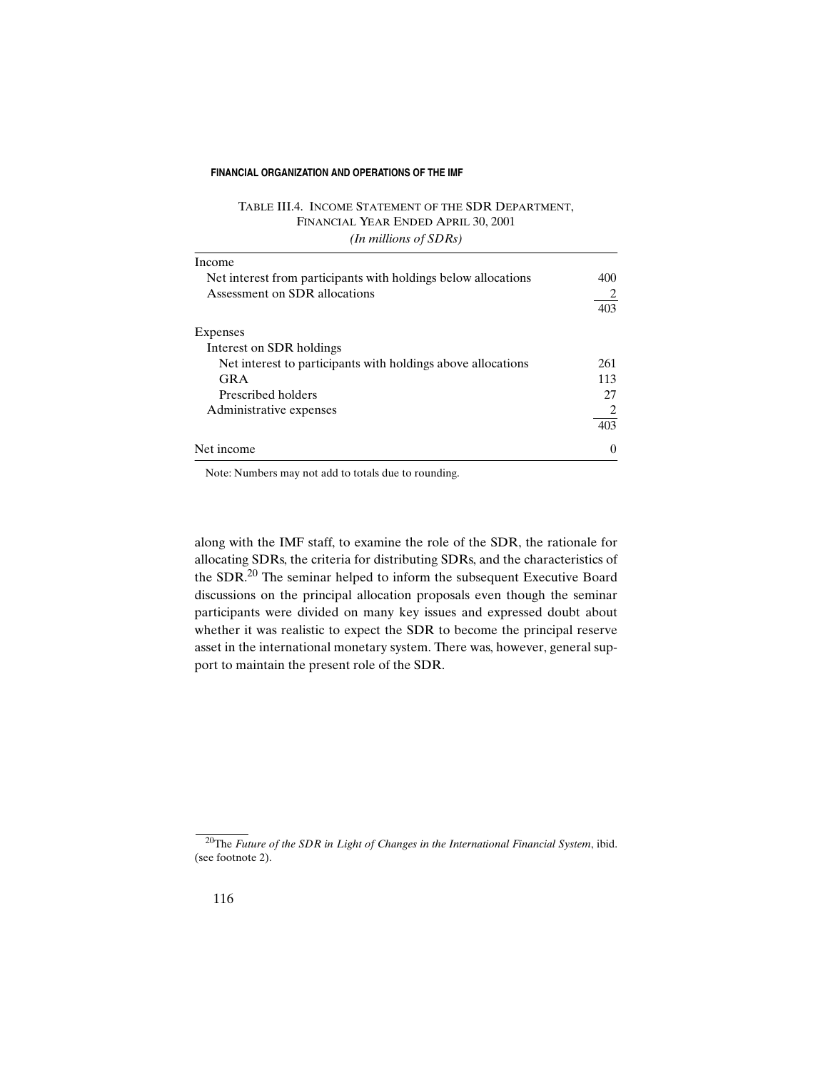Table III.4. Income Statement of the SDR Department, Financial Year Ended April 30, 2001

*(In millions of SDRs)*

| | |
|---|---|
| Income | |
| Net interest from participants with holdings below allocations | 400 |
| Assessment on SDR allocations | 2 |
| | 403 |
| Expenses | |
| Interest on SDR holdings | |
| Net interest to participants with holdings above allocations | 261 |
| GRA | 113 |
| Prescribed holders | 27 |
| Administrative expenses | 2 |
| | 403 |
| Net income | 0 |

Note: Numbers may not add to totals due to rounding.

along with the IMF staff, to examine the role of the SDR, the rationale for allocating SDRs, the criteria for distributing SDRs, and the characteristics of the SDR.[20] The seminar helped to inform the subsequent Executive Board discussions on the principal allocation proposals even though the seminar participants were divided on many key issues and expressed doubt about whether it was realistic to expect the SDR to become the principal reserve asset in the international monetary system. There was, however, general support to maintain the present role of the SDR.

[20] The *Future of the SDR in Light of Changes in the International Financial System*, ibid. (see footnote 2).